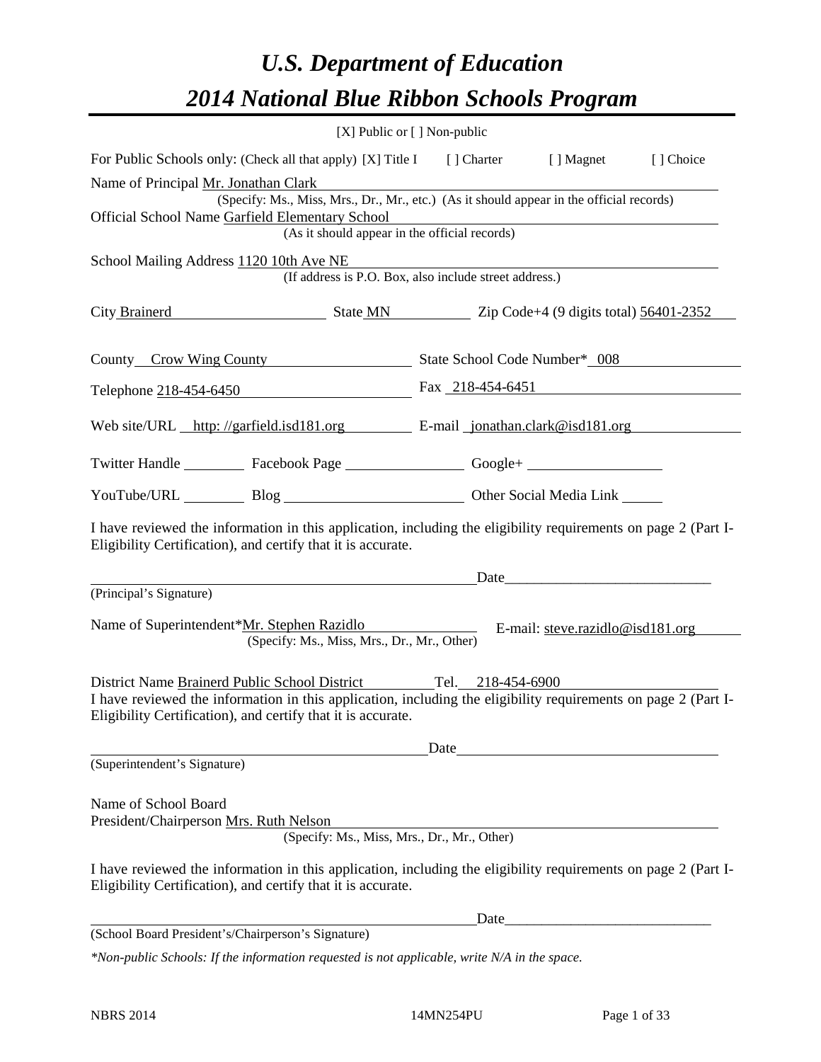# *U.S. Department of Education*
# *2014 National Blue Ribbon Schools Program*

[X] Public or [ ] Non-public

For Public Schools only: (Check all that apply) [X] Title I  [ ] Charter  [ ] Magnet  [ ] Choice

Name of Principal Mr. Jonathan Clark
(Specify: Ms., Miss, Mrs., Dr., Mr., etc.) (As it should appear in the official records)

Official School Name Garfield Elementary School
(As it should appear in the official records)

School Mailing Address 1120 10th Ave NE
(If address is P.O. Box, also include street address.)

City Brainerd  State MN  Zip Code+4 (9 digits total) 56401-2352

County Crow Wing County  State School Code Number* 008

Telephone 218-454-6450  Fax 218-454-6451

Web site/URL http: //garfield.isd181.org  E-mail jonathan.clark@isd181.org

Twitter Handle ________ Facebook Page ________ Google+ ________

YouTube/URL ________ Blog ________ Other Social Media Link ________

I have reviewed the information in this application, including the eligibility requirements on page 2 (Part I-Eligibility Certification), and certify that it is accurate.

_______________________________ Date_______________
(Principal's Signature)

Name of Superintendent*Mr. Stephen Razidlo  E-mail: steve.razidlo@isd181.org
(Specify: Ms., Miss, Mrs., Dr., Mr., Other)

District Name Brainerd Public School District  Tel. 218-454-6900

I have reviewed the information in this application, including the eligibility requirements on page 2 (Part I-Eligibility Certification), and certify that it is accurate.

_______________________________ Date_______________
(Superintendent's Signature)

Name of School Board
President/Chairperson Mrs. Ruth Nelson
(Specify: Ms., Miss, Mrs., Dr., Mr., Other)

I have reviewed the information in this application, including the eligibility requirements on page 2 (Part I-Eligibility Certification), and certify that it is accurate.

_______________________________ Date_______________
(School Board President's/Chairperson's Signature)

*\*Non-public Schools: If the information requested is not applicable, write N/A in the space.*

NBRS 2014  14MN254PU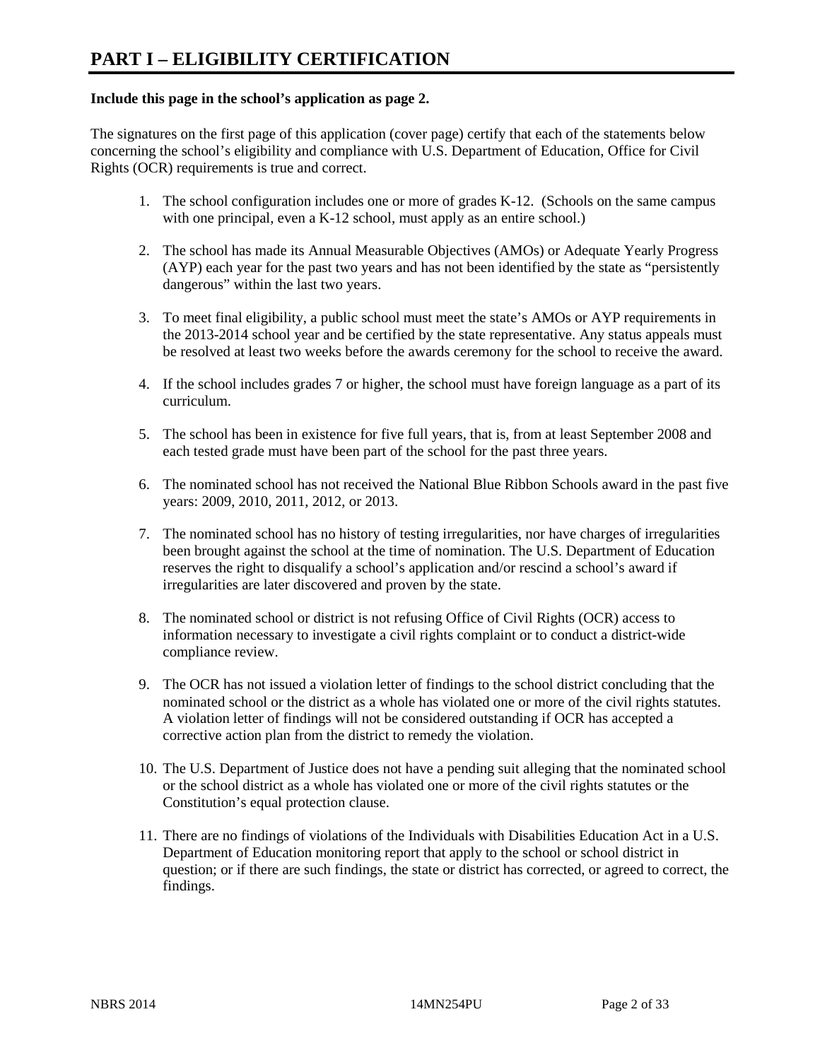# PART I – ELIGIBILITY CERTIFICATION

**Include this page in the school's application as page 2.**

The signatures on the first page of this application (cover page) certify that each of the statements below concerning the school's eligibility and compliance with U.S. Department of Education, Office for Civil Rights (OCR) requirements is true and correct.

1. The school configuration includes one or more of grades K-12. (Schools on the same campus with one principal, even a K-12 school, must apply as an entire school.)

2. The school has made its Annual Measurable Objectives (AMOs) or Adequate Yearly Progress (AYP) each year for the past two years and has not been identified by the state as "persistently dangerous" within the last two years.

3. To meet final eligibility, a public school must meet the state's AMOs or AYP requirements in the 2013-2014 school year and be certified by the state representative. Any status appeals must be resolved at least two weeks before the awards ceremony for the school to receive the award.

4. If the school includes grades 7 or higher, the school must have foreign language as a part of its curriculum.

5. The school has been in existence for five full years, that is, from at least September 2008 and each tested grade must have been part of the school for the past three years.

6. The nominated school has not received the National Blue Ribbon Schools award in the past five years: 2009, 2010, 2011, 2012, or 2013.

7. The nominated school has no history of testing irregularities, nor have charges of irregularities been brought against the school at the time of nomination. The U.S. Department of Education reserves the right to disqualify a school's application and/or rescind a school's award if irregularities are later discovered and proven by the state.

8. The nominated school or district is not refusing Office of Civil Rights (OCR) access to information necessary to investigate a civil rights complaint or to conduct a district-wide compliance review.

9. The OCR has not issued a violation letter of findings to the school district concluding that the nominated school or the district as a whole has violated one or more of the civil rights statutes. A violation letter of findings will not be considered outstanding if OCR has accepted a corrective action plan from the district to remedy the violation.

10. The U.S. Department of Justice does not have a pending suit alleging that the nominated school or the school district as a whole has violated one or more of the civil rights statutes or the Constitution's equal protection clause.

11. There are no findings of violations of the Individuals with Disabilities Education Act in a U.S. Department of Education monitoring report that apply to the school or school district in question; or if there are such findings, the state or district has corrected, or agreed to correct, the findings.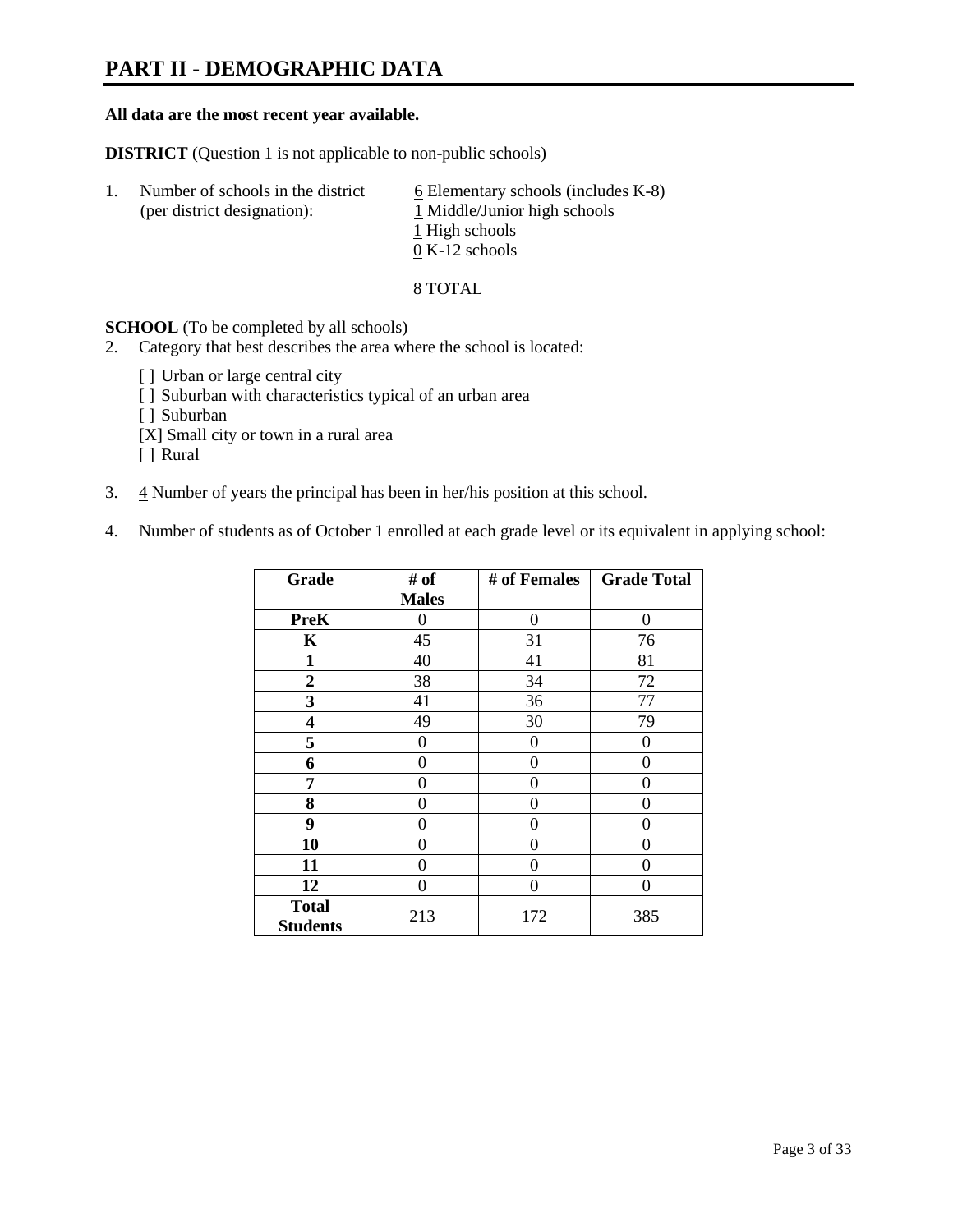# PART II - DEMOGRAPHIC DATA

**All data are the most recent year available.**

**DISTRICT** (Question 1 is not applicable to non-public schools)

1. Number of schools in the district (per district designation):
   - 6 Elementary schools (includes K-8)
   - 1 Middle/Junior high schools
   - 1 High schools
   - 0 K-12 schools

   8 TOTAL

**SCHOOL** (To be completed by all schools)

2. Category that best describes the area where the school is located:

   [ ] Urban or large central city
   [ ] Suburban with characteristics typical of an urban area
   [ ] Suburban
   [X] Small city or town in a rural area
   [ ] Rural

3. 4 Number of years the principal has been in her/his position at this school.

4. Number of students as of October 1 enrolled at each grade level or its equivalent in applying school:

| Grade | # of Males | # of Females | Grade Total |
|---|---|---|---|
| **PreK** | 0 | 0 | 0 |
| **K** | 45 | 31 | 76 |
| **1** | 40 | 41 | 81 |
| **2** | 38 | 34 | 72 |
| **3** | 41 | 36 | 77 |
| **4** | 49 | 30 | 79 |
| **5** | 0 | 0 | 0 |
| **6** | 0 | 0 | 0 |
| **7** | 0 | 0 | 0 |
| **8** | 0 | 0 | 0 |
| **9** | 0 | 0 | 0 |
| **10** | 0 | 0 | 0 |
| **11** | 0 | 0 | 0 |
| **12** | 0 | 0 | 0 |
| **Total Students** | 213 | 172 | 385 |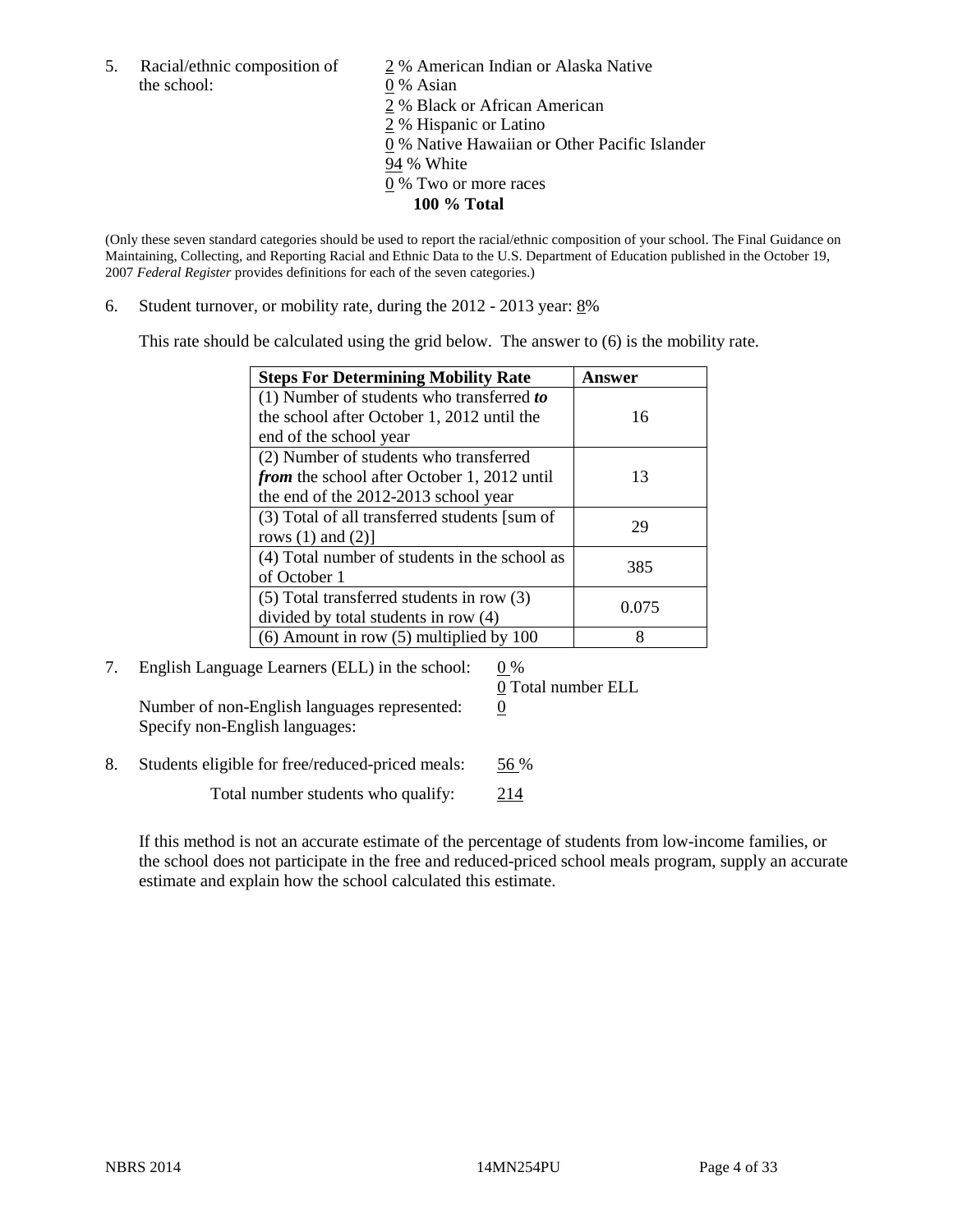5. Racial/ethnic composition of the school:

2 % American Indian or Alaska Native
0 % Asian
2 % Black or African American
2 % Hispanic or Latino
0 % Native Hawaiian or Other Pacific Islander
94 % White
0 % Two or more races
**100 % Total**

(Only these seven standard categories should be used to report the racial/ethnic composition of your school. The Final Guidance on Maintaining, Collecting, and Reporting Racial and Ethnic Data to the U.S. Department of Education published in the October 19, 2007 *Federal Register* provides definitions for each of the seven categories.)

6. Student turnover, or mobility rate, during the 2012 - 2013 year: 8%

This rate should be calculated using the grid below. The answer to (6) is the mobility rate.

| **Steps For Determining Mobility Rate** | **Answer** |
|---|---|
| (1) Number of students who transferred ***to*** the school after October 1, 2012 until the end of the school year | 16 |
| (2) Number of students who transferred ***from*** the school after October 1, 2012 until the end of the 2012-2013 school year | 13 |
| (3) Total of all transferred students [sum of rows (1) and (2)] | 29 |
| (4) Total number of students in the school as of October 1 | 385 |
| (5) Total transferred students in row (3) divided by total students in row (4) | 0.075 |
| (6) Amount in row (5) multiplied by 100 | 8 |

7. English Language Learners (ELL) in the school: 0 %
0 Total number ELL

Number of non-English languages represented: 0
Specify non-English languages:

8. Students eligible for free/reduced-priced meals: 56 %

Total number students who qualify: 214

If this method is not an accurate estimate of the percentage of students from low-income families, or the school does not participate in the free and reduced-priced school meals program, supply an accurate estimate and explain how the school calculated this estimate.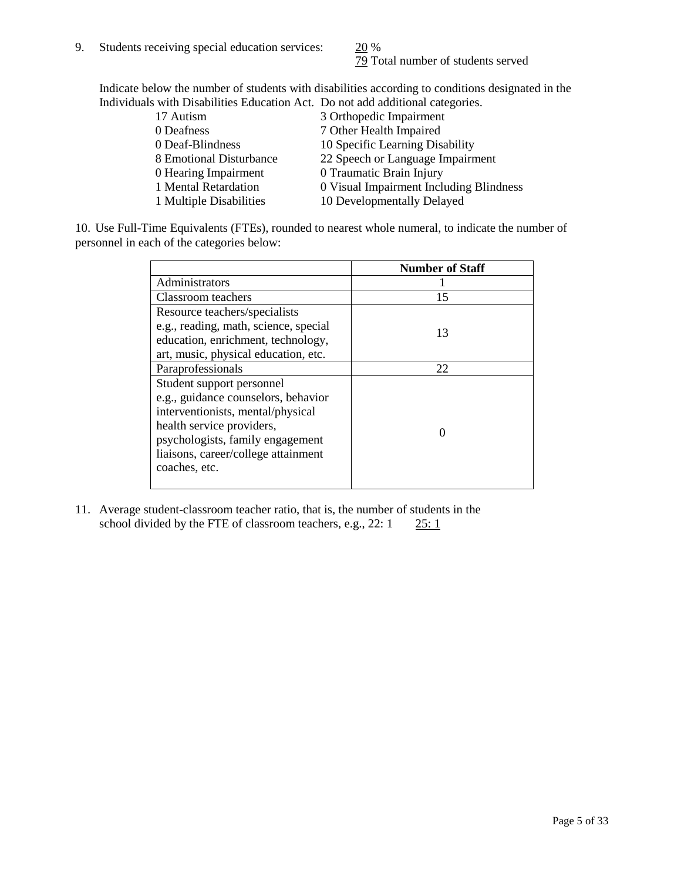9. Students receiving special education services: 20 %
   79 Total number of students served

   Indicate below the number of students with disabilities according to conditions designated in the Individuals with Disabilities Education Act. Do not add additional categories.

| | |
|---|---|
| 17 Autism | 3 Orthopedic Impairment |
| 0 Deafness | 7 Other Health Impaired |
| 0 Deaf-Blindness | 10 Specific Learning Disability |
| 8 Emotional Disturbance | 22 Speech or Language Impairment |
| 0 Hearing Impairment | 0 Traumatic Brain Injury |
| 1 Mental Retardation | 0 Visual Impairment Including Blindness |
| 1 Multiple Disabilities | 10 Developmentally Delayed |

10. Use Full-Time Equivalents (FTEs), rounded to nearest whole numeral, to indicate the number of personnel in each of the categories below:

| | Number of Staff |
|---|---|
| Administrators | 1 |
| Classroom teachers | 15 |
| Resource teachers/specialists e.g., reading, math, science, special education, enrichment, technology, art, music, physical education, etc. | 13 |
| Paraprofessionals | 22 |
| Student support personnel e.g., guidance counselors, behavior interventionists, mental/physical health service providers, psychologists, family engagement liaisons, career/college attainment coaches, etc. | 0 |

11. Average student-classroom teacher ratio, that is, the number of students in the school divided by the FTE of classroom teachers, e.g., 22: 1 25: 1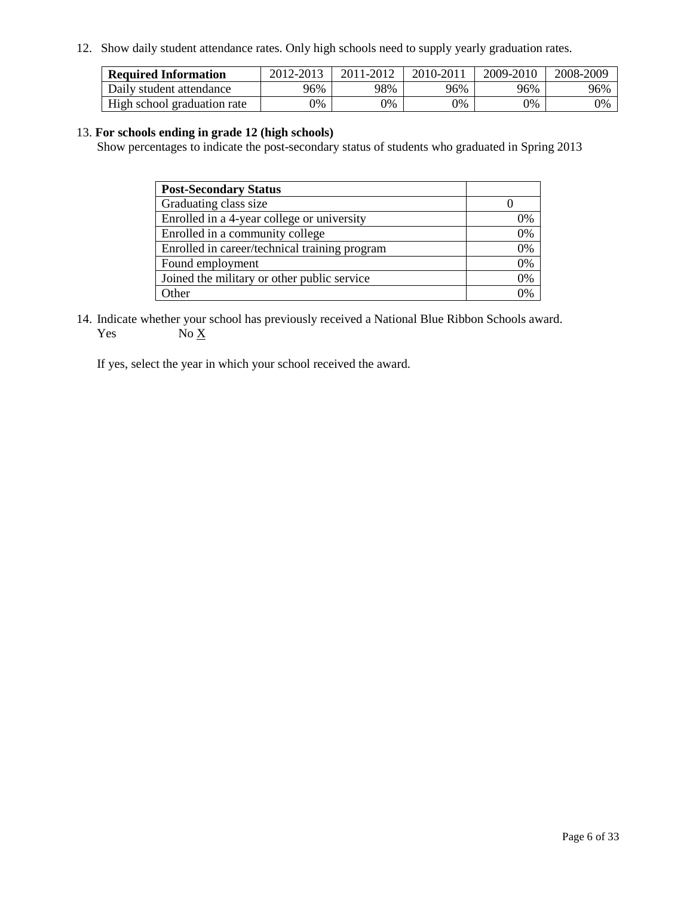12. Show daily student attendance rates. Only high schools need to supply yearly graduation rates.

| **Required Information** | 2012-2013 | 2011-2012 | 2010-2011 | 2009-2010 | 2008-2009 |
|---|---|---|---|---|---|
| Daily student attendance | 96% | 98% | 96% | 96% | 96% |
| High school graduation rate | 0% | 0% | 0% | 0% | 0% |

13. **For schools ending in grade 12 (high schools)**
Show percentages to indicate the post-secondary status of students who graduated in Spring 2013

| **Post-Secondary Status** | |
|---|---|
| Graduating class size | 0 |
| Enrolled in a 4-year college or university | 0% |
| Enrolled in a community college | 0% |
| Enrolled in career/technical training program | 0% |
| Found employment | 0% |
| Joined the military or other public service | 0% |
| Other | 0% |

14. Indicate whether your school has previously received a National Blue Ribbon Schools award.
Yes     No X

If yes, select the year in which your school received the award.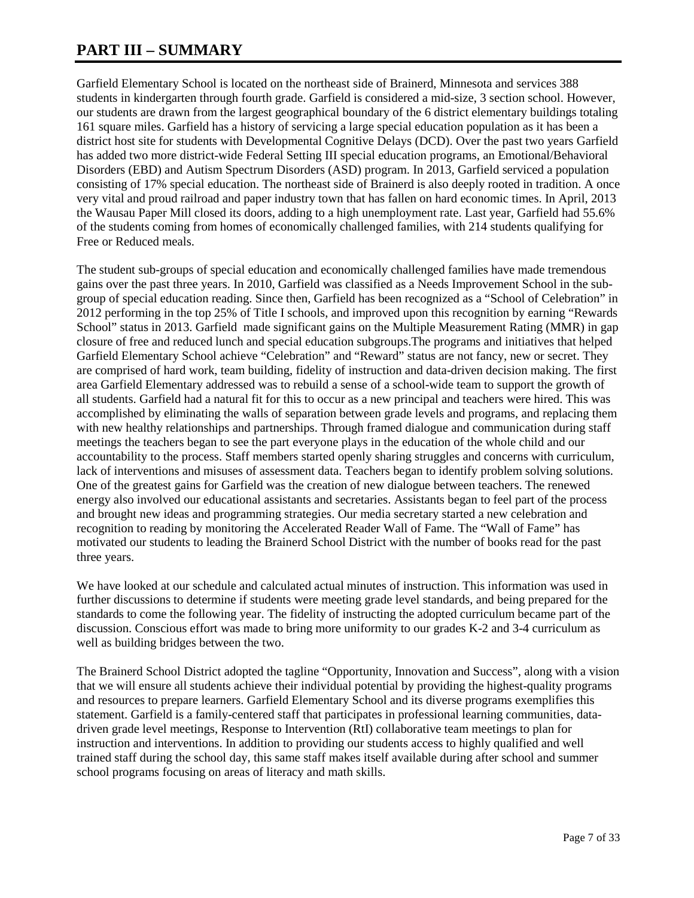# PART III – SUMMARY

Garfield Elementary School is located on the northeast side of Brainerd, Minnesota and services 388 students in kindergarten through fourth grade. Garfield is considered a mid-size, 3 section school. However, our students are drawn from the largest geographical boundary of the 6 district elementary buildings totaling 161 square miles. Garfield has a history of servicing a large special education population as it has been a district host site for students with Developmental Cognitive Delays (DCD). Over the past two years Garfield has added two more district-wide Federal Setting III special education programs, an Emotional/Behavioral Disorders (EBD) and Autism Spectrum Disorders (ASD) program. In 2013, Garfield serviced a population consisting of 17% special education. The northeast side of Brainerd is also deeply rooted in tradition. A once very vital and proud railroad and paper industry town that has fallen on hard economic times. In April, 2013 the Wausau Paper Mill closed its doors, adding to a high unemployment rate. Last year, Garfield had 55.6% of the students coming from homes of economically challenged families, with 214 students qualifying for Free or Reduced meals.

The student sub-groups of special education and economically challenged families have made tremendous gains over the past three years. In 2010, Garfield was classified as a Needs Improvement School in the sub-group of special education reading. Since then, Garfield has been recognized as a "School of Celebration" in 2012 performing in the top 25% of Title I schools, and improved upon this recognition by earning "Rewards School" status in 2013. Garfield made significant gains on the Multiple Measurement Rating (MMR) in gap closure of free and reduced lunch and special education subgroups.The programs and initiatives that helped Garfield Elementary School achieve "Celebration" and "Reward" status are not fancy, new or secret. They are comprised of hard work, team building, fidelity of instruction and data-driven decision making. The first area Garfield Elementary addressed was to rebuild a sense of a school-wide team to support the growth of all students. Garfield had a natural fit for this to occur as a new principal and teachers were hired. This was accomplished by eliminating the walls of separation between grade levels and programs, and replacing them with new healthy relationships and partnerships. Through framed dialogue and communication during staff meetings the teachers began to see the part everyone plays in the education of the whole child and our accountability to the process. Staff members started openly sharing struggles and concerns with curriculum, lack of interventions and misuses of assessment data. Teachers began to identify problem solving solutions. One of the greatest gains for Garfield was the creation of new dialogue between teachers. The renewed energy also involved our educational assistants and secretaries. Assistants began to feel part of the process and brought new ideas and programming strategies. Our media secretary started a new celebration and recognition to reading by monitoring the Accelerated Reader Wall of Fame. The "Wall of Fame" has motivated our students to leading the Brainerd School District with the number of books read for the past three years.

We have looked at our schedule and calculated actual minutes of instruction. This information was used in further discussions to determine if students were meeting grade level standards, and being prepared for the standards to come the following year. The fidelity of instructing the adopted curriculum became part of the discussion. Conscious effort was made to bring more uniformity to our grades K-2 and 3-4 curriculum as well as building bridges between the two.

The Brainerd School District adopted the tagline "Opportunity, Innovation and Success", along with a vision that we will ensure all students achieve their individual potential by providing the highest-quality programs and resources to prepare learners. Garfield Elementary School and its diverse programs exemplifies this statement. Garfield is a family-centered staff that participates in professional learning communities, data-driven grade level meetings, Response to Intervention (RtI) collaborative team meetings to plan for instruction and interventions. In addition to providing our students access to highly qualified and well trained staff during the school day, this same staff makes itself available during after school and summer school programs focusing on areas of literacy and math skills.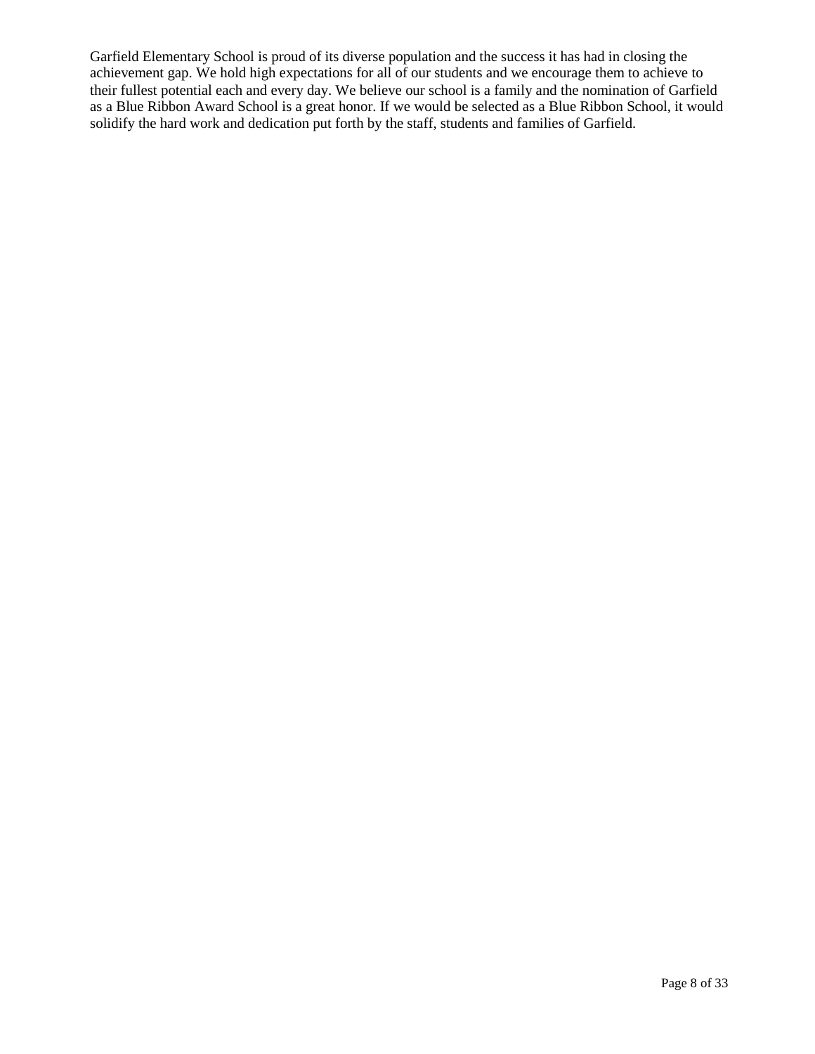Garfield Elementary School is proud of its diverse population and the success it has had in closing the achievement gap. We hold high expectations for all of our students and we encourage them to achieve to their fullest potential each and every day. We believe our school is a family and the nomination of Garfield as a Blue Ribbon Award School is a great honor. If we would be selected as a Blue Ribbon School, it would solidify the hard work and dedication put forth by the staff, students and families of Garfield.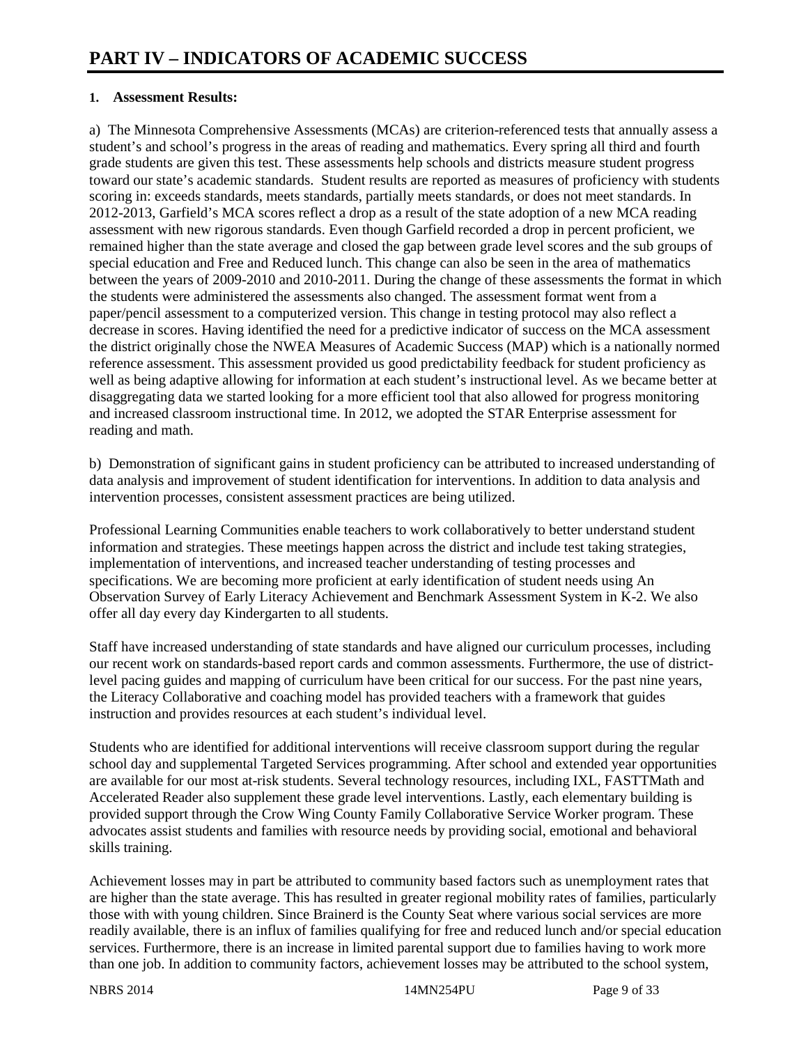# PART IV – INDICATORS OF ACADEMIC SUCCESS

**1. Assessment Results:**

a) The Minnesota Comprehensive Assessments (MCAs) are criterion-referenced tests that annually assess a student's and school's progress in the areas of reading and mathematics. Every spring all third and fourth grade students are given this test. These assessments help schools and districts measure student progress toward our state's academic standards. Student results are reported as measures of proficiency with students scoring in: exceeds standards, meets standards, partially meets standards, or does not meet standards. In 2012-2013, Garfield's MCA scores reflect a drop as a result of the state adoption of a new MCA reading assessment with new rigorous standards. Even though Garfield recorded a drop in percent proficient, we remained higher than the state average and closed the gap between grade level scores and the sub groups of special education and Free and Reduced lunch. This change can also be seen in the area of mathematics between the years of 2009-2010 and 2010-2011. During the change of these assessments the format in which the students were administered the assessments also changed. The assessment format went from a paper/pencil assessment to a computerized version. This change in testing protocol may also reflect a decrease in scores. Having identified the need for a predictive indicator of success on the MCA assessment the district originally chose the NWEA Measures of Academic Success (MAP) which is a nationally normed reference assessment. This assessment provided us good predictability feedback for student proficiency as well as being adaptive allowing for information at each student's instructional level. As we became better at disaggregating data we started looking for a more efficient tool that also allowed for progress monitoring and increased classroom instructional time. In 2012, we adopted the STAR Enterprise assessment for reading and math.

b) Demonstration of significant gains in student proficiency can be attributed to increased understanding of data analysis and improvement of student identification for interventions. In addition to data analysis and intervention processes, consistent assessment practices are being utilized.

Professional Learning Communities enable teachers to work collaboratively to better understand student information and strategies. These meetings happen across the district and include test taking strategies, implementation of interventions, and increased teacher understanding of testing processes and specifications. We are becoming more proficient at early identification of student needs using An Observation Survey of Early Literacy Achievement and Benchmark Assessment System in K-2. We also offer all day every day Kindergarten to all students.

Staff have increased understanding of state standards and have aligned our curriculum processes, including our recent work on standards-based report cards and common assessments. Furthermore, the use of district-level pacing guides and mapping of curriculum have been critical for our success. For the past nine years, the Literacy Collaborative and coaching model has provided teachers with a framework that guides instruction and provides resources at each student's individual level.

Students who are identified for additional interventions will receive classroom support during the regular school day and supplemental Targeted Services programming. After school and extended year opportunities are available for our most at-risk students. Several technology resources, including IXL, FASTTMath and Accelerated Reader also supplement these grade level interventions. Lastly, each elementary building is provided support through the Crow Wing County Family Collaborative Service Worker program. These advocates assist students and families with resource needs by providing social, emotional and behavioral skills training.

Achievement losses may in part be attributed to community based factors such as unemployment rates that are higher than the state average. This has resulted in greater regional mobility rates of families, particularly those with with young children. Since Brainerd is the County Seat where various social services are more readily available, there is an influx of families qualifying for free and reduced lunch and/or special education services. Furthermore, there is an increase in limited parental support due to families having to work more than one job. In addition to community factors, achievement losses may be attributed to the school system,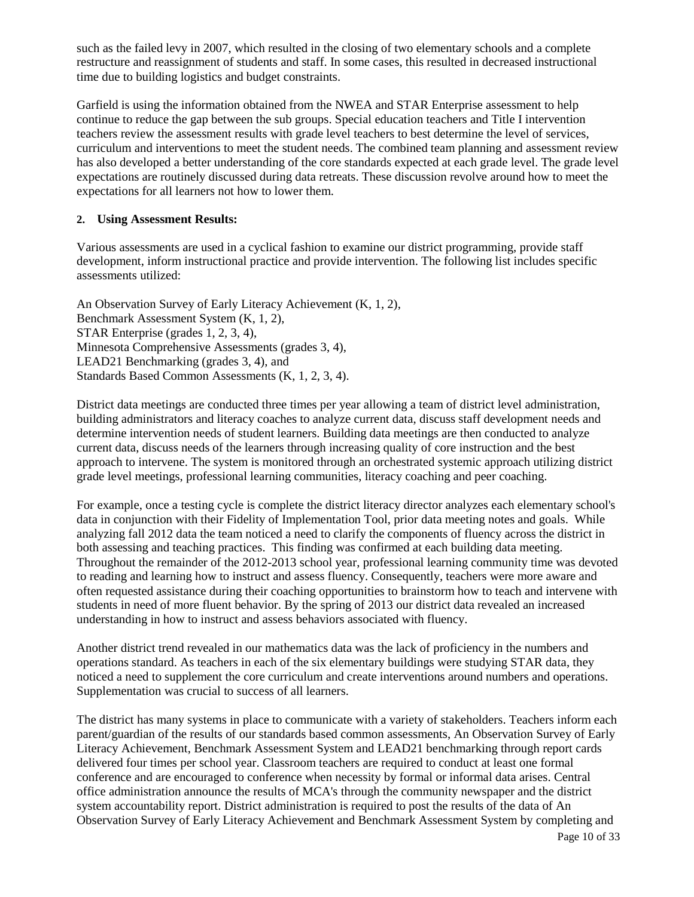such as the failed levy in 2007, which resulted in the closing of two elementary schools and a complete restructure and reassignment of students and staff. In some cases, this resulted in decreased instructional time due to building logistics and budget constraints.

Garfield is using the information obtained from the NWEA and STAR Enterprise assessment to help continue to reduce the gap between the sub groups. Special education teachers and Title I intervention teachers review the assessment results with grade level teachers to best determine the level of services, curriculum and interventions to meet the student needs. The combined team planning and assessment review has also developed a better understanding of the core standards expected at each grade level. The grade level expectations are routinely discussed during data retreats. These discussion revolve around how to meet the expectations for all learners not how to lower them.

**2. Using Assessment Results:**

Various assessments are used in a cyclical fashion to examine our district programming, provide staff development, inform instructional practice and provide intervention. The following list includes specific assessments utilized:

An Observation Survey of Early Literacy Achievement (K, 1, 2),
Benchmark Assessment System (K, 1, 2),
STAR Enterprise (grades 1, 2, 3, 4),
Minnesota Comprehensive Assessments (grades 3, 4),
LEAD21 Benchmarking (grades 3, 4), and
Standards Based Common Assessments (K, 1, 2, 3, 4).

District data meetings are conducted three times per year allowing a team of district level administration, building administrators and literacy coaches to analyze current data, discuss staff development needs and determine intervention needs of student learners. Building data meetings are then conducted to analyze current data, discuss needs of the learners through increasing quality of core instruction and the best approach to intervene. The system is monitored through an orchestrated systemic approach utilizing district grade level meetings, professional learning communities, literacy coaching and peer coaching.

For example, once a testing cycle is complete the district literacy director analyzes each elementary school's data in conjunction with their Fidelity of Implementation Tool, prior data meeting notes and goals. While analyzing fall 2012 data the team noticed a need to clarify the components of fluency across the district in both assessing and teaching practices. This finding was confirmed at each building data meeting. Throughout the remainder of the 2012-2013 school year, professional learning community time was devoted to reading and learning how to instruct and assess fluency. Consequently, teachers were more aware and often requested assistance during their coaching opportunities to brainstorm how to teach and intervene with students in need of more fluent behavior. By the spring of 2013 our district data revealed an increased understanding in how to instruct and assess behaviors associated with fluency.

Another district trend revealed in our mathematics data was the lack of proficiency in the numbers and operations standard. As teachers in each of the six elementary buildings were studying STAR data, they noticed a need to supplement the core curriculum and create interventions around numbers and operations. Supplementation was crucial to success of all learners.

The district has many systems in place to communicate with a variety of stakeholders. Teachers inform each parent/guardian of the results of our standards based common assessments, An Observation Survey of Early Literacy Achievement, Benchmark Assessment System and LEAD21 benchmarking through report cards delivered four times per school year. Classroom teachers are required to conduct at least one formal conference and are encouraged to conference when necessity by formal or informal data arises. Central office administration announce the results of MCA's through the community newspaper and the district system accountability report. District administration is required to post the results of the data of An Observation Survey of Early Literacy Achievement and Benchmark Assessment System by completing and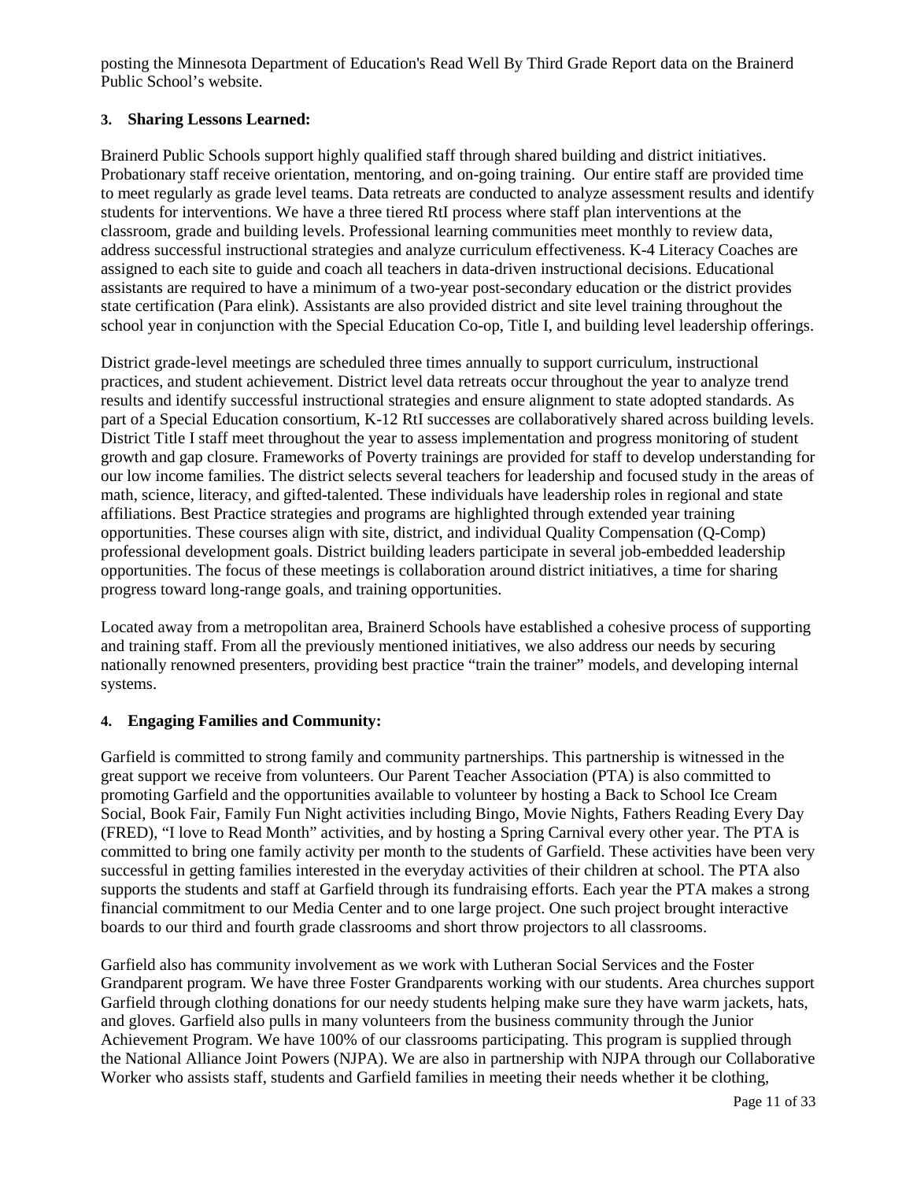posting the Minnesota Department of Education's Read Well By Third Grade Report data on the Brainerd Public School's website.

### 3. Sharing Lessons Learned:

Brainerd Public Schools support highly qualified staff through shared building and district initiatives. Probationary staff receive orientation, mentoring, and on-going training. Our entire staff are provided time to meet regularly as grade level teams. Data retreats are conducted to analyze assessment results and identify students for interventions. We have a three tiered RtI process where staff plan interventions at the classroom, grade and building levels. Professional learning communities meet monthly to review data, address successful instructional strategies and analyze curriculum effectiveness. K-4 Literacy Coaches are assigned to each site to guide and coach all teachers in data-driven instructional decisions. Educational assistants are required to have a minimum of a two-year post-secondary education or the district provides state certification (Para elink). Assistants are also provided district and site level training throughout the school year in conjunction with the Special Education Co-op, Title I, and building level leadership offerings.

District grade-level meetings are scheduled three times annually to support curriculum, instructional practices, and student achievement. District level data retreats occur throughout the year to analyze trend results and identify successful instructional strategies and ensure alignment to state adopted standards. As part of a Special Education consortium, K-12 RtI successes are collaboratively shared across building levels. District Title I staff meet throughout the year to assess implementation and progress monitoring of student growth and gap closure. Frameworks of Poverty trainings are provided for staff to develop understanding for our low income families. The district selects several teachers for leadership and focused study in the areas of math, science, literacy, and gifted-talented. These individuals have leadership roles in regional and state affiliations. Best Practice strategies and programs are highlighted through extended year training opportunities. These courses align with site, district, and individual Quality Compensation (Q-Comp) professional development goals. District building leaders participate in several job-embedded leadership opportunities. The focus of these meetings is collaboration around district initiatives, a time for sharing progress toward long-range goals, and training opportunities.

Located away from a metropolitan area, Brainerd Schools have established a cohesive process of supporting and training staff. From all the previously mentioned initiatives, we also address our needs by securing nationally renowned presenters, providing best practice "train the trainer" models, and developing internal systems.

### 4. Engaging Families and Community:

Garfield is committed to strong family and community partnerships. This partnership is witnessed in the great support we receive from volunteers. Our Parent Teacher Association (PTA) is also committed to promoting Garfield and the opportunities available to volunteer by hosting a Back to School Ice Cream Social, Book Fair, Family Fun Night activities including Bingo, Movie Nights, Fathers Reading Every Day (FRED), "I love to Read Month" activities, and by hosting a Spring Carnival every other year. The PTA is committed to bring one family activity per month to the students of Garfield. These activities have been very successful in getting families interested in the everyday activities of their children at school. The PTA also supports the students and staff at Garfield through its fundraising efforts. Each year the PTA makes a strong financial commitment to our Media Center and to one large project. One such project brought interactive boards to our third and fourth grade classrooms and short throw projectors to all classrooms.

Garfield also has community involvement as we work with Lutheran Social Services and the Foster Grandparent program. We have three Foster Grandparents working with our students. Area churches support Garfield through clothing donations for our needy students helping make sure they have warm jackets, hats, and gloves. Garfield also pulls in many volunteers from the business community through the Junior Achievement Program. We have 100% of our classrooms participating. This program is supplied through the National Alliance Joint Powers (NJPA). We are also in partnership with NJPA through our Collaborative Worker who assists staff, students and Garfield families in meeting their needs whether it be clothing,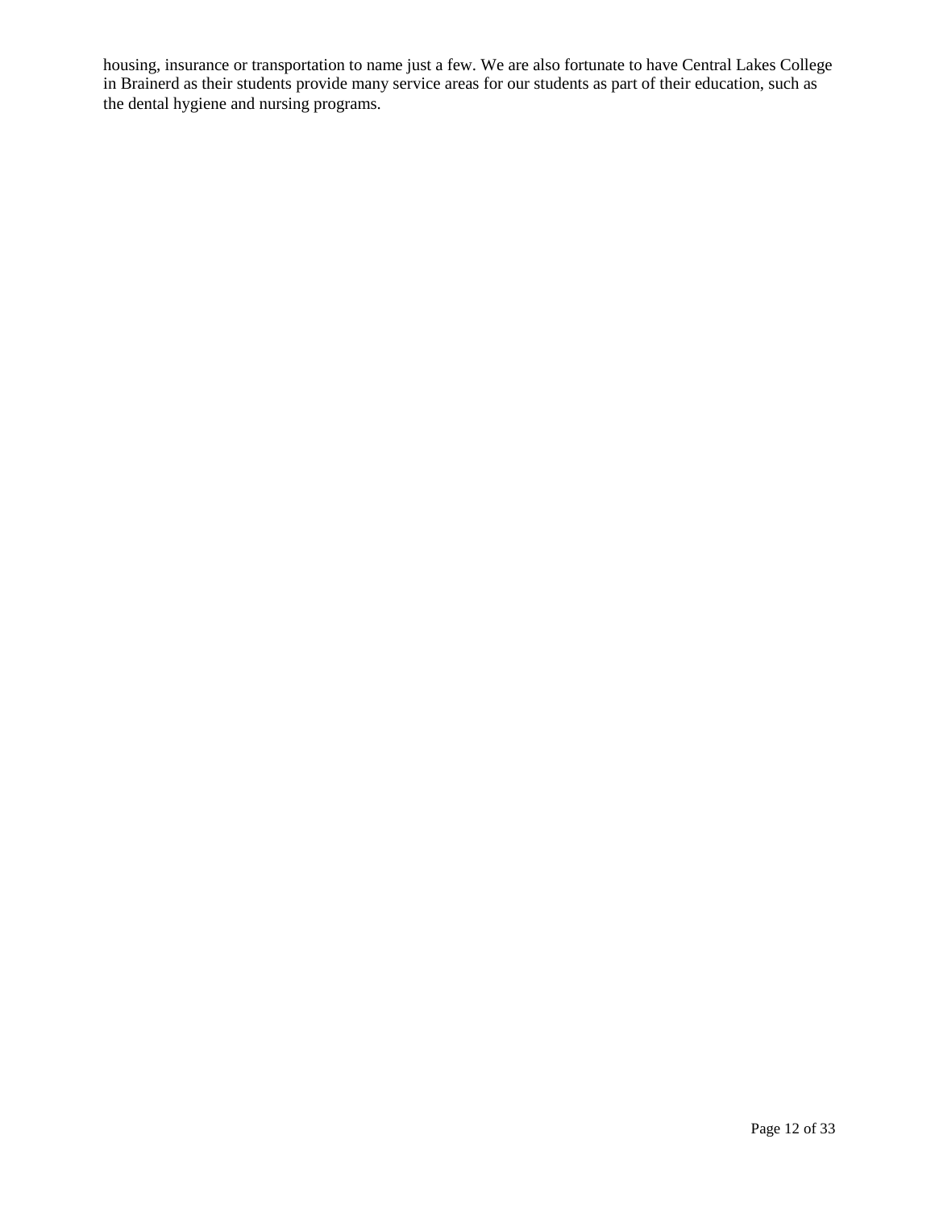housing, insurance or transportation to name just a few. We are also fortunate to have Central Lakes College in Brainerd as their students provide many service areas for our students as part of their education, such as the dental hygiene and nursing programs.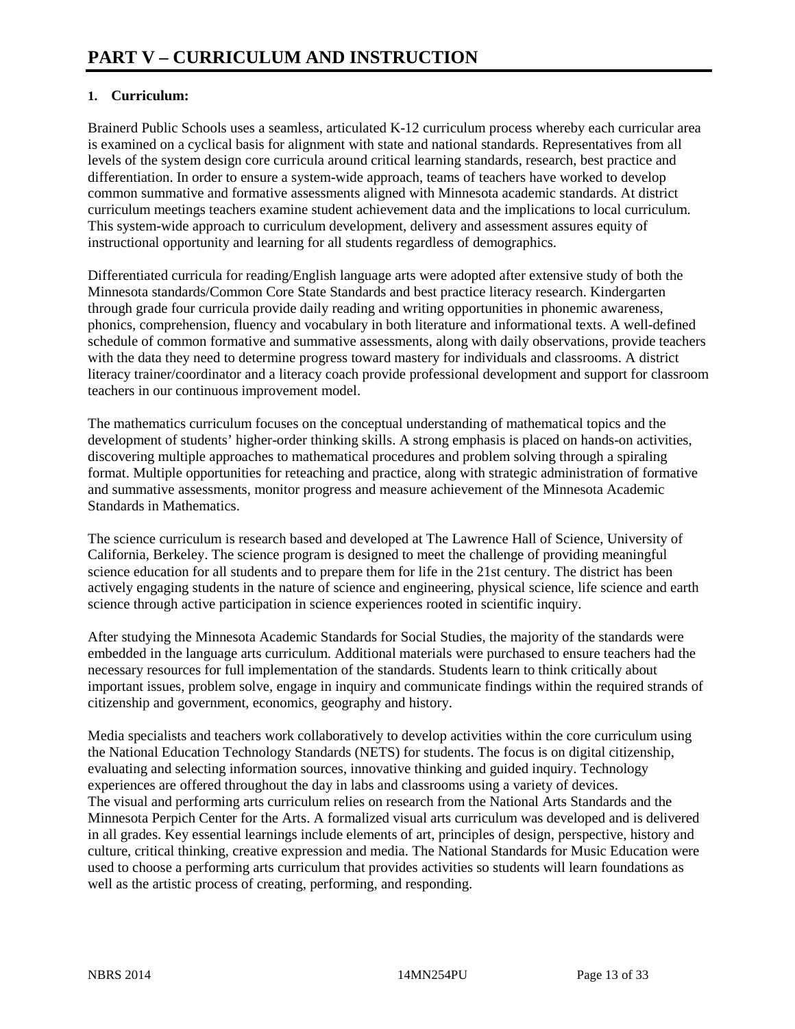# PART V – CURRICULUM AND INSTRUCTION

**1. Curriculum:**

Brainerd Public Schools uses a seamless, articulated K-12 curriculum process whereby each curricular area is examined on a cyclical basis for alignment with state and national standards. Representatives from all levels of the system design core curricula around critical learning standards, research, best practice and differentiation. In order to ensure a system-wide approach, teams of teachers have worked to develop common summative and formative assessments aligned with Minnesota academic standards. At district curriculum meetings teachers examine student achievement data and the implications to local curriculum. This system-wide approach to curriculum development, delivery and assessment assures equity of instructional opportunity and learning for all students regardless of demographics.

Differentiated curricula for reading/English language arts were adopted after extensive study of both the Minnesota standards/Common Core State Standards and best practice literacy research. Kindergarten through grade four curricula provide daily reading and writing opportunities in phonemic awareness, phonics, comprehension, fluency and vocabulary in both literature and informational texts. A well-defined schedule of common formative and summative assessments, along with daily observations, provide teachers with the data they need to determine progress toward mastery for individuals and classrooms. A district literacy trainer/coordinator and a literacy coach provide professional development and support for classroom teachers in our continuous improvement model.

The mathematics curriculum focuses on the conceptual understanding of mathematical topics and the development of students' higher-order thinking skills. A strong emphasis is placed on hands-on activities, discovering multiple approaches to mathematical procedures and problem solving through a spiraling format. Multiple opportunities for reteaching and practice, along with strategic administration of formative and summative assessments, monitor progress and measure achievement of the Minnesota Academic Standards in Mathematics.

The science curriculum is research based and developed at The Lawrence Hall of Science, University of California, Berkeley. The science program is designed to meet the challenge of providing meaningful science education for all students and to prepare them for life in the 21st century. The district has been actively engaging students in the nature of science and engineering, physical science, life science and earth science through active participation in science experiences rooted in scientific inquiry.

After studying the Minnesota Academic Standards for Social Studies, the majority of the standards were embedded in the language arts curriculum. Additional materials were purchased to ensure teachers had the necessary resources for full implementation of the standards. Students learn to think critically about important issues, problem solve, engage in inquiry and communicate findings within the required strands of citizenship and government, economics, geography and history.

Media specialists and teachers work collaboratively to develop activities within the core curriculum using the National Education Technology Standards (NETS) for students. The focus is on digital citizenship, evaluating and selecting information sources, innovative thinking and guided inquiry. Technology experiences are offered throughout the day in labs and classrooms using a variety of devices.

The visual and performing arts curriculum relies on research from the National Arts Standards and the Minnesota Perpich Center for the Arts. A formalized visual arts curriculum was developed and is delivered in all grades. Key essential learnings include elements of art, principles of design, perspective, history and culture, critical thinking, creative expression and media. The National Standards for Music Education were used to choose a performing arts curriculum that provides activities so students will learn foundations as well as the artistic process of creating, performing, and responding.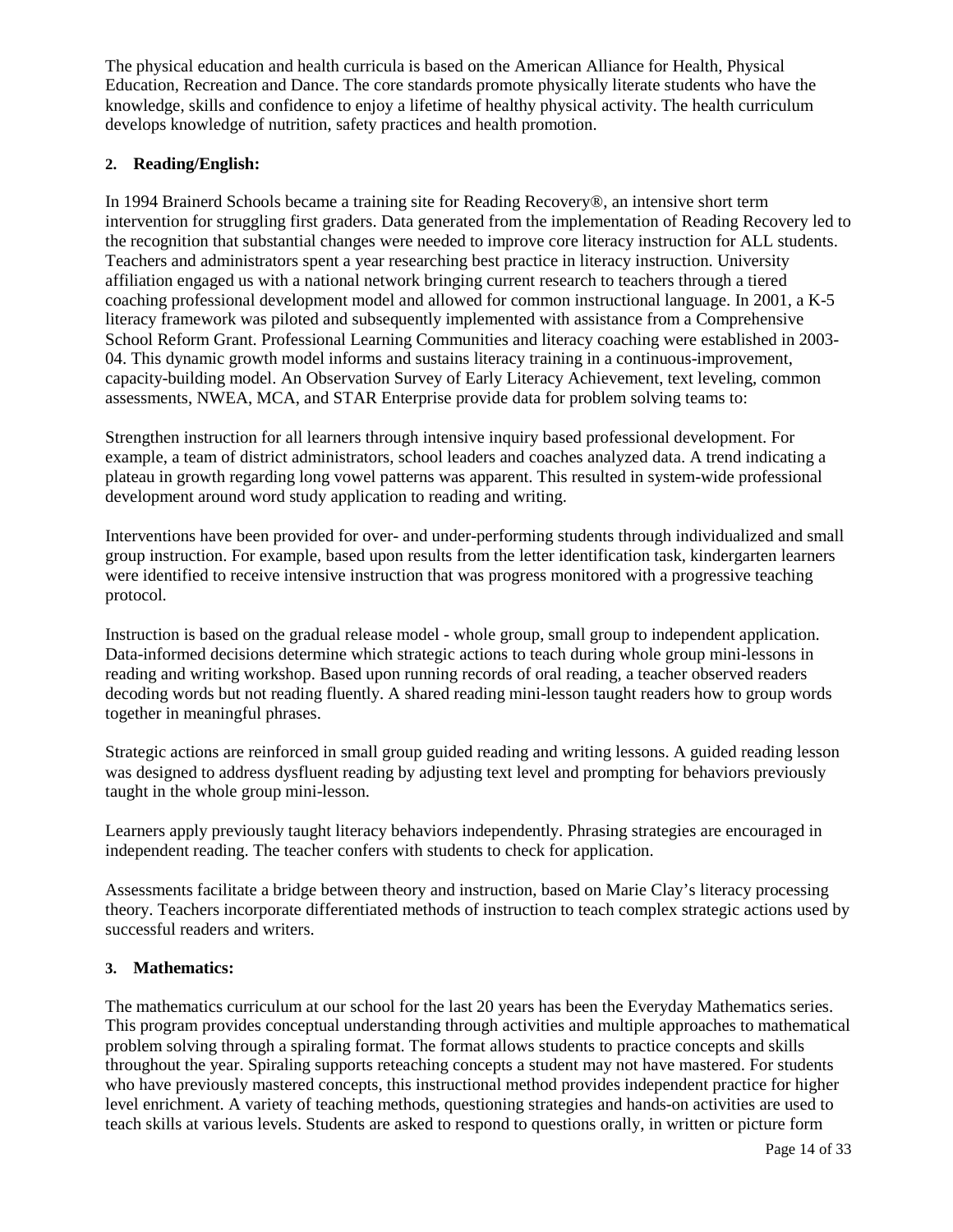The physical education and health curricula is based on the American Alliance for Health, Physical Education, Recreation and Dance. The core standards promote physically literate students who have the knowledge, skills and confidence to enjoy a lifetime of healthy physical activity. The health curriculum develops knowledge of nutrition, safety practices and health promotion.

**2. Reading/English:**

In 1994 Brainerd Schools became a training site for Reading Recovery®, an intensive short term intervention for struggling first graders. Data generated from the implementation of Reading Recovery led to the recognition that substantial changes were needed to improve core literacy instruction for ALL students. Teachers and administrators spent a year researching best practice in literacy instruction. University affiliation engaged us with a national network bringing current research to teachers through a tiered coaching professional development model and allowed for common instructional language. In 2001, a K-5 literacy framework was piloted and subsequently implemented with assistance from a Comprehensive School Reform Grant. Professional Learning Communities and literacy coaching were established in 2003-04. This dynamic growth model informs and sustains literacy training in a continuous-improvement, capacity-building model. An Observation Survey of Early Literacy Achievement, text leveling, common assessments, NWEA, MCA, and STAR Enterprise provide data for problem solving teams to:

Strengthen instruction for all learners through intensive inquiry based professional development. For example, a team of district administrators, school leaders and coaches analyzed data. A trend indicating a plateau in growth regarding long vowel patterns was apparent. This resulted in system-wide professional development around word study application to reading and writing.

Interventions have been provided for over- and under-performing students through individualized and small group instruction. For example, based upon results from the letter identification task, kindergarten learners were identified to receive intensive instruction that was progress monitored with a progressive teaching protocol.

Instruction is based on the gradual release model - whole group, small group to independent application. Data-informed decisions determine which strategic actions to teach during whole group mini-lessons in reading and writing workshop. Based upon running records of oral reading, a teacher observed readers decoding words but not reading fluently. A shared reading mini-lesson taught readers how to group words together in meaningful phrases.

Strategic actions are reinforced in small group guided reading and writing lessons. A guided reading lesson was designed to address dysfluent reading by adjusting text level and prompting for behaviors previously taught in the whole group mini-lesson.

Learners apply previously taught literacy behaviors independently. Phrasing strategies are encouraged in independent reading. The teacher confers with students to check for application.

Assessments facilitate a bridge between theory and instruction, based on Marie Clay's literacy processing theory. Teachers incorporate differentiated methods of instruction to teach complex strategic actions used by successful readers and writers.

**3. Mathematics:**

The mathematics curriculum at our school for the last 20 years has been the Everyday Mathematics series. This program provides conceptual understanding through activities and multiple approaches to mathematical problem solving through a spiraling format. The format allows students to practice concepts and skills throughout the year. Spiraling supports reteaching concepts a student may not have mastered. For students who have previously mastered concepts, this instructional method provides independent practice for higher level enrichment. A variety of teaching methods, questioning strategies and hands-on activities are used to teach skills at various levels. Students are asked to respond to questions orally, in written or picture form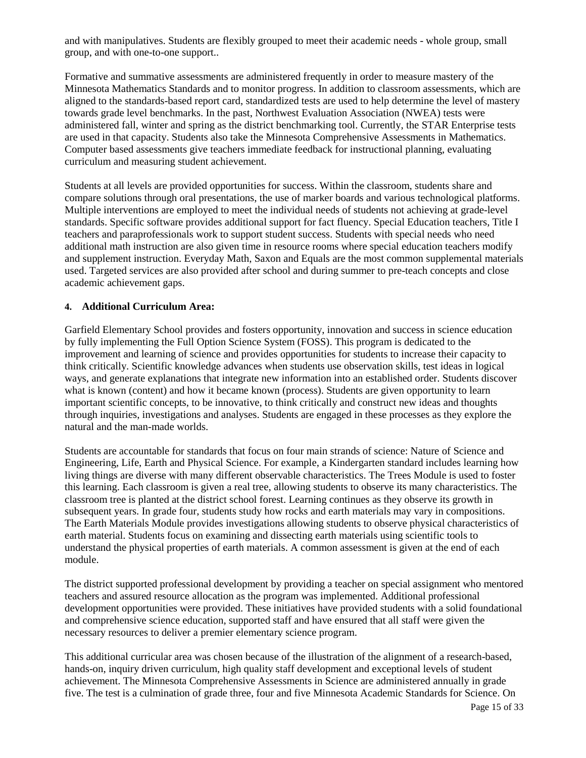and with manipulatives. Students are flexibly grouped to meet their academic needs - whole group, small group, and with one-to-one support..

Formative and summative assessments are administered frequently in order to measure mastery of the Minnesota Mathematics Standards and to monitor progress. In addition to classroom assessments, which are aligned to the standards-based report card, standardized tests are used to help determine the level of mastery towards grade level benchmarks. In the past, Northwest Evaluation Association (NWEA) tests were administered fall, winter and spring as the district benchmarking tool. Currently, the STAR Enterprise tests are used in that capacity. Students also take the Minnesota Comprehensive Assessments in Mathematics. Computer based assessments give teachers immediate feedback for instructional planning, evaluating curriculum and measuring student achievement.

Students at all levels are provided opportunities for success. Within the classroom, students share and compare solutions through oral presentations, the use of marker boards and various technological platforms. Multiple interventions are employed to meet the individual needs of students not achieving at grade-level standards. Specific software provides additional support for fact fluency. Special Education teachers, Title I teachers and paraprofessionals work to support student success. Students with special needs who need additional math instruction are also given time in resource rooms where special education teachers modify and supplement instruction. Everyday Math, Saxon and Equals are the most common supplemental materials used. Targeted services are also provided after school and during summer to pre-teach concepts and close academic achievement gaps.

#### 4. Additional Curriculum Area:

Garfield Elementary School provides and fosters opportunity, innovation and success in science education by fully implementing the Full Option Science System (FOSS). This program is dedicated to the improvement and learning of science and provides opportunities for students to increase their capacity to think critically. Scientific knowledge advances when students use observation skills, test ideas in logical ways, and generate explanations that integrate new information into an established order. Students discover what is known (content) and how it became known (process). Students are given opportunity to learn important scientific concepts, to be innovative, to think critically and construct new ideas and thoughts through inquiries, investigations and analyses. Students are engaged in these processes as they explore the natural and the man-made worlds.

Students are accountable for standards that focus on four main strands of science: Nature of Science and Engineering, Life, Earth and Physical Science. For example, a Kindergarten standard includes learning how living things are diverse with many different observable characteristics. The Trees Module is used to foster this learning. Each classroom is given a real tree, allowing students to observe its many characteristics. The classroom tree is planted at the district school forest. Learning continues as they observe its growth in subsequent years. In grade four, students study how rocks and earth materials may vary in compositions. The Earth Materials Module provides investigations allowing students to observe physical characteristics of earth material. Students focus on examining and dissecting earth materials using scientific tools to understand the physical properties of earth materials. A common assessment is given at the end of each module.

The district supported professional development by providing a teacher on special assignment who mentored teachers and assured resource allocation as the program was implemented. Additional professional development opportunities were provided. These initiatives have provided students with a solid foundational and comprehensive science education, supported staff and have ensured that all staff were given the necessary resources to deliver a premier elementary science program.

This additional curricular area was chosen because of the illustration of the alignment of a research-based, hands-on, inquiry driven curriculum, high quality staff development and exceptional levels of student achievement. The Minnesota Comprehensive Assessments in Science are administered annually in grade five. The test is a culmination of grade three, four and five Minnesota Academic Standards for Science. On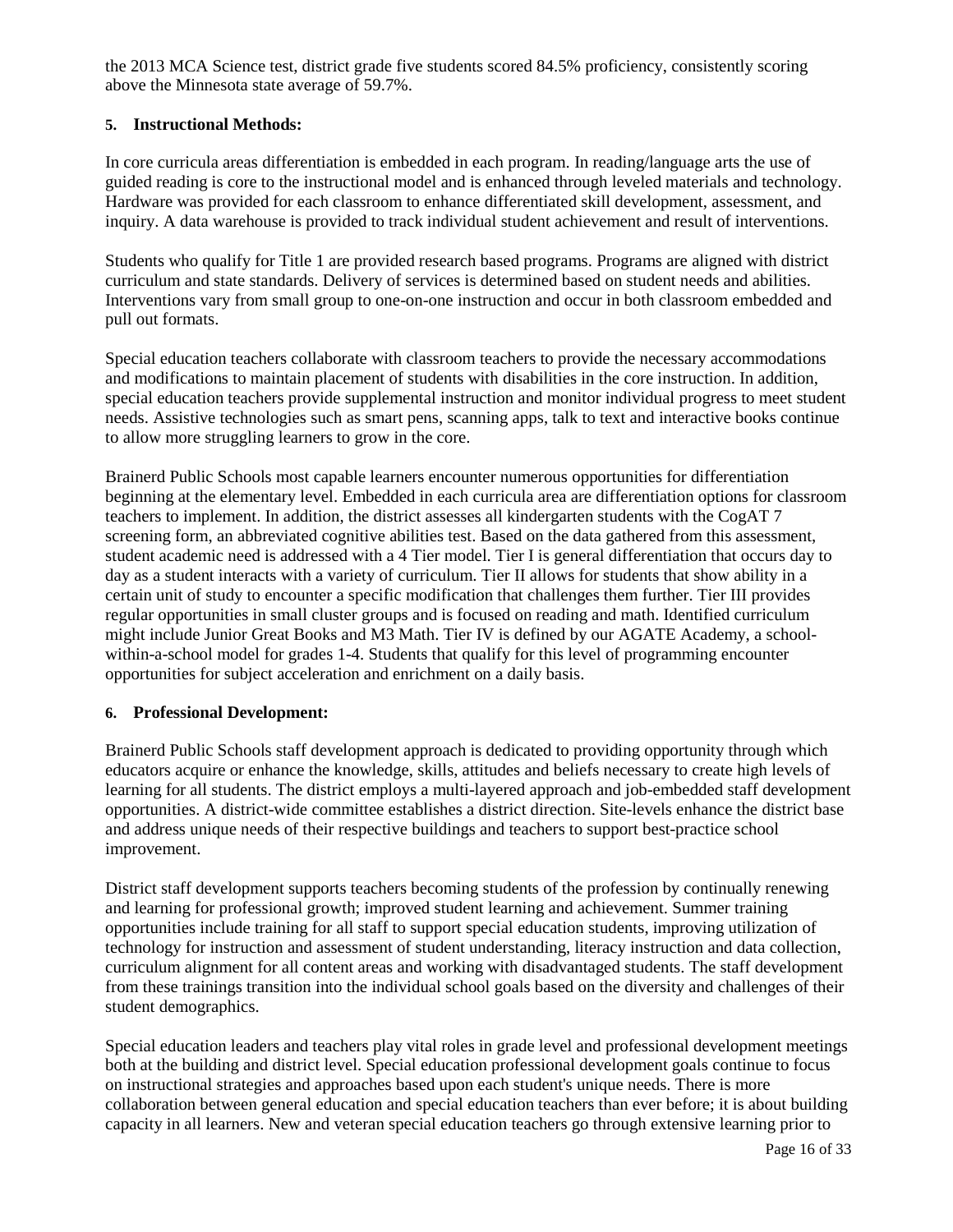the 2013 MCA Science test, district grade five students scored 84.5% proficiency, consistently scoring above the Minnesota state average of 59.7%.

### 5. Instructional Methods:

In core curricula areas differentiation is embedded in each program. In reading/language arts the use of guided reading is core to the instructional model and is enhanced through leveled materials and technology. Hardware was provided for each classroom to enhance differentiated skill development, assessment, and inquiry. A data warehouse is provided to track individual student achievement and result of interventions.

Students who qualify for Title 1 are provided research based programs. Programs are aligned with district curriculum and state standards. Delivery of services is determined based on student needs and abilities. Interventions vary from small group to one-on-one instruction and occur in both classroom embedded and pull out formats.

Special education teachers collaborate with classroom teachers to provide the necessary accommodations and modifications to maintain placement of students with disabilities in the core instruction. In addition, special education teachers provide supplemental instruction and monitor individual progress to meet student needs. Assistive technologies such as smart pens, scanning apps, talk to text and interactive books continue to allow more struggling learners to grow in the core.

Brainerd Public Schools most capable learners encounter numerous opportunities for differentiation beginning at the elementary level. Embedded in each curricula area are differentiation options for classroom teachers to implement. In addition, the district assesses all kindergarten students with the CogAT 7 screening form, an abbreviated cognitive abilities test. Based on the data gathered from this assessment, student academic need is addressed with a 4 Tier model. Tier I is general differentiation that occurs day to day as a student interacts with a variety of curriculum. Tier II allows for students that show ability in a certain unit of study to encounter a specific modification that challenges them further. Tier III provides regular opportunities in small cluster groups and is focused on reading and math. Identified curriculum might include Junior Great Books and M3 Math. Tier IV is defined by our AGATE Academy, a school-within-a-school model for grades 1-4. Students that qualify for this level of programming encounter opportunities for subject acceleration and enrichment on a daily basis.

### 6. Professional Development:

Brainerd Public Schools staff development approach is dedicated to providing opportunity through which educators acquire or enhance the knowledge, skills, attitudes and beliefs necessary to create high levels of learning for all students. The district employs a multi-layered approach and job-embedded staff development opportunities. A district-wide committee establishes a district direction. Site-levels enhance the district base and address unique needs of their respective buildings and teachers to support best-practice school improvement.

District staff development supports teachers becoming students of the profession by continually renewing and learning for professional growth; improved student learning and achievement. Summer training opportunities include training for all staff to support special education students, improving utilization of technology for instruction and assessment of student understanding, literacy instruction and data collection, curriculum alignment for all content areas and working with disadvantaged students. The staff development from these trainings transition into the individual school goals based on the diversity and challenges of their student demographics.

Special education leaders and teachers play vital roles in grade level and professional development meetings both at the building and district level. Special education professional development goals continue to focus on instructional strategies and approaches based upon each student's unique needs. There is more collaboration between general education and special education teachers than ever before; it is about building capacity in all learners. New and veteran special education teachers go through extensive learning prior to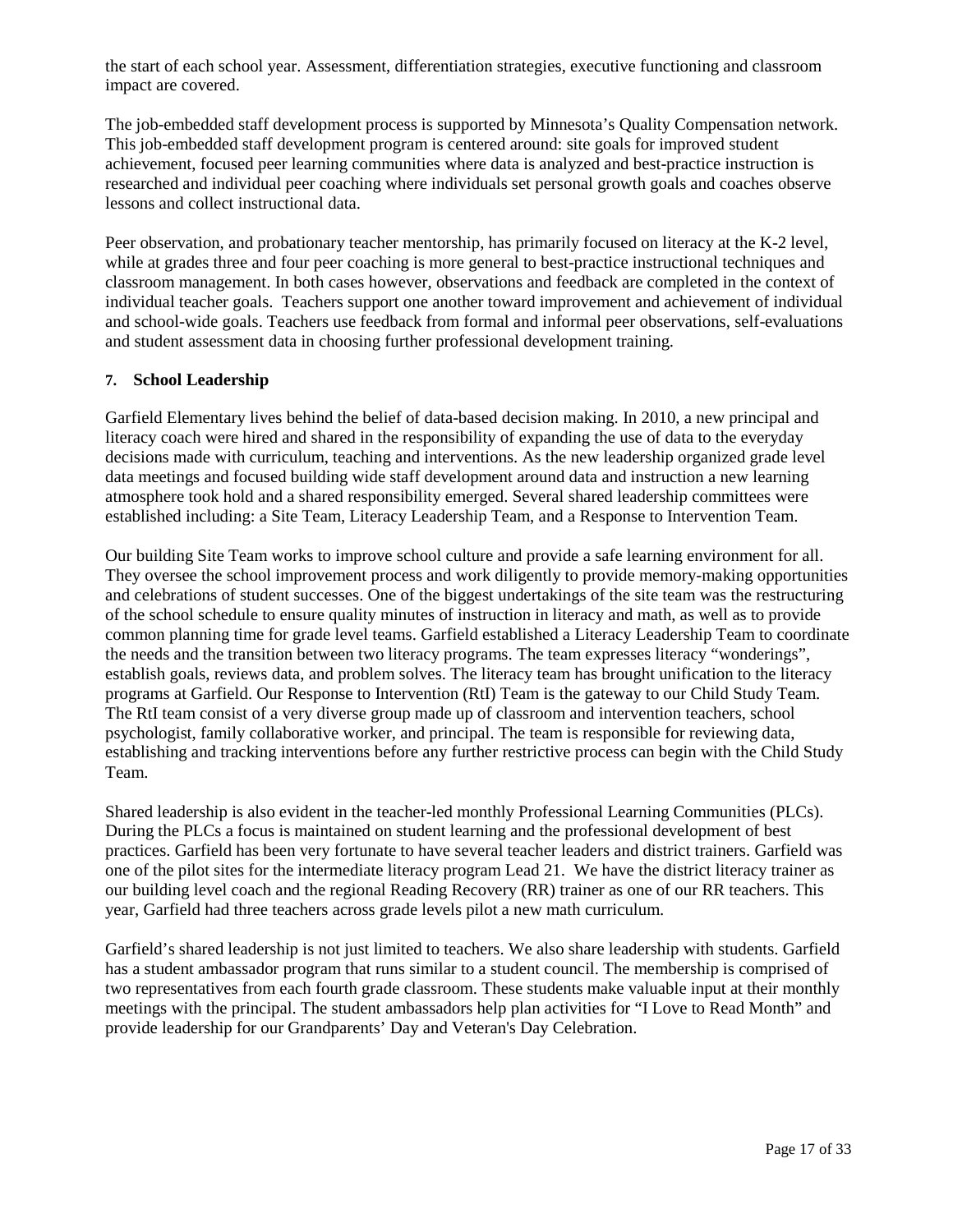the start of each school year. Assessment, differentiation strategies, executive functioning and classroom impact are covered.

The job-embedded staff development process is supported by Minnesota's Quality Compensation network. This job-embedded staff development program is centered around: site goals for improved student achievement, focused peer learning communities where data is analyzed and best-practice instruction is researched and individual peer coaching where individuals set personal growth goals and coaches observe lessons and collect instructional data.

Peer observation, and probationary teacher mentorship, has primarily focused on literacy at the K-2 level, while at grades three and four peer coaching is more general to best-practice instructional techniques and classroom management. In both cases however, observations and feedback are completed in the context of individual teacher goals. Teachers support one another toward improvement and achievement of individual and school-wide goals. Teachers use feedback from formal and informal peer observations, self-evaluations and student assessment data in choosing further professional development training.

**7. School Leadership**

Garfield Elementary lives behind the belief of data-based decision making. In 2010, a new principal and literacy coach were hired and shared in the responsibility of expanding the use of data to the everyday decisions made with curriculum, teaching and interventions. As the new leadership organized grade level data meetings and focused building wide staff development around data and instruction a new learning atmosphere took hold and a shared responsibility emerged. Several shared leadership committees were established including: a Site Team, Literacy Leadership Team, and a Response to Intervention Team.

Our building Site Team works to improve school culture and provide a safe learning environment for all. They oversee the school improvement process and work diligently to provide memory-making opportunities and celebrations of student successes. One of the biggest undertakings of the site team was the restructuring of the school schedule to ensure quality minutes of instruction in literacy and math, as well as to provide common planning time for grade level teams. Garfield established a Literacy Leadership Team to coordinate the needs and the transition between two literacy programs. The team expresses literacy "wonderings", establish goals, reviews data, and problem solves. The literacy team has brought unification to the literacy programs at Garfield. Our Response to Intervention (RtI) Team is the gateway to our Child Study Team. The RtI team consist of a very diverse group made up of classroom and intervention teachers, school psychologist, family collaborative worker, and principal. The team is responsible for reviewing data, establishing and tracking interventions before any further restrictive process can begin with the Child Study Team.

Shared leadership is also evident in the teacher-led monthly Professional Learning Communities (PLCs). During the PLCs a focus is maintained on student learning and the professional development of best practices. Garfield has been very fortunate to have several teacher leaders and district trainers. Garfield was one of the pilot sites for the intermediate literacy program Lead 21. We have the district literacy trainer as our building level coach and the regional Reading Recovery (RR) trainer as one of our RR teachers. This year, Garfield had three teachers across grade levels pilot a new math curriculum.

Garfield's shared leadership is not just limited to teachers. We also share leadership with students. Garfield has a student ambassador program that runs similar to a student council. The membership is comprised of two representatives from each fourth grade classroom. These students make valuable input at their monthly meetings with the principal. The student ambassadors help plan activities for "I Love to Read Month" and provide leadership for our Grandparents' Day and Veteran's Day Celebration.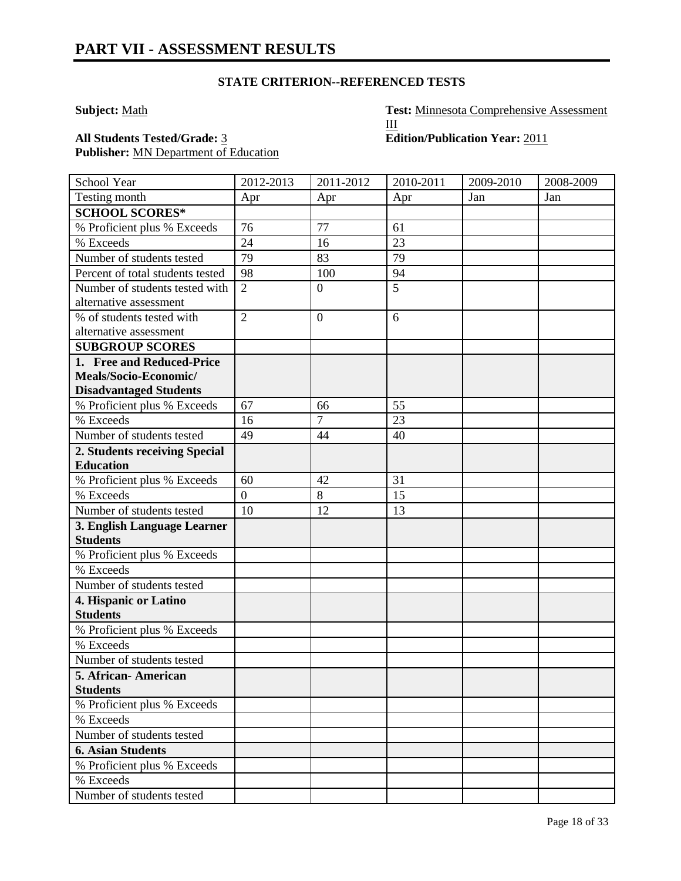## PART VII - ASSESSMENT RESULTS

**STATE CRITERION--REFERENCED TESTS**

**Subject:** Math

**Test:** Minnesota Comprehensive Assessment III

**All Students Tested/Grade:** 3

**Edition/Publication Year:** 2011

**Publisher:** MN Department of Education

| School Year | 2012-2013 | 2011-2012 | 2010-2011 | 2009-2010 | 2008-2009 |
|---|---|---|---|---|---|
| Testing month | Apr | Apr | Apr | Jan | Jan |
| **SCHOOL SCORES*** | | | | | |
| % Proficient plus % Exceeds | 76 | 77 | 61 | | |
| % Exceeds | 24 | 16 | 23 | | |
| Number of students tested | 79 | 83 | 79 | | |
| Percent of total students tested | 98 | 100 | 94 | | |
| Number of students tested with alternative assessment | 2 | 0 | 5 | | |
| % of students tested with alternative assessment | 2 | 0 | 6 | | |
| **SUBGROUP SCORES** | | | | | |
| **1. Free and Reduced-Price Meals/Socio-Economic/ Disadvantaged Students** | | | | | |
| % Proficient plus % Exceeds | 67 | 66 | 55 | | |
| % Exceeds | 16 | 7 | 23 | | |
| Number of students tested | 49 | 44 | 40 | | |
| **2. Students receiving Special Education** | | | | | |
| % Proficient plus % Exceeds | 60 | 42 | 31 | | |
| % Exceeds | 0 | 8 | 15 | | |
| Number of students tested | 10 | 12 | 13 | | |
| **3. English Language Learner Students** | | | | | |
| % Proficient plus % Exceeds | | | | | |
| % Exceeds | | | | | |
| Number of students tested | | | | | |
| **4. Hispanic or Latino Students** | | | | | |
| % Proficient plus % Exceeds | | | | | |
| % Exceeds | | | | | |
| Number of students tested | | | | | |
| **5. African- American Students** | | | | | |
| % Proficient plus % Exceeds | | | | | |
| % Exceeds | | | | | |
| Number of students tested | | | | | |
| **6. Asian Students** | | | | | |
| % Proficient plus % Exceeds | | | | | |
| % Exceeds | | | | | |
| Number of students tested | | | | | |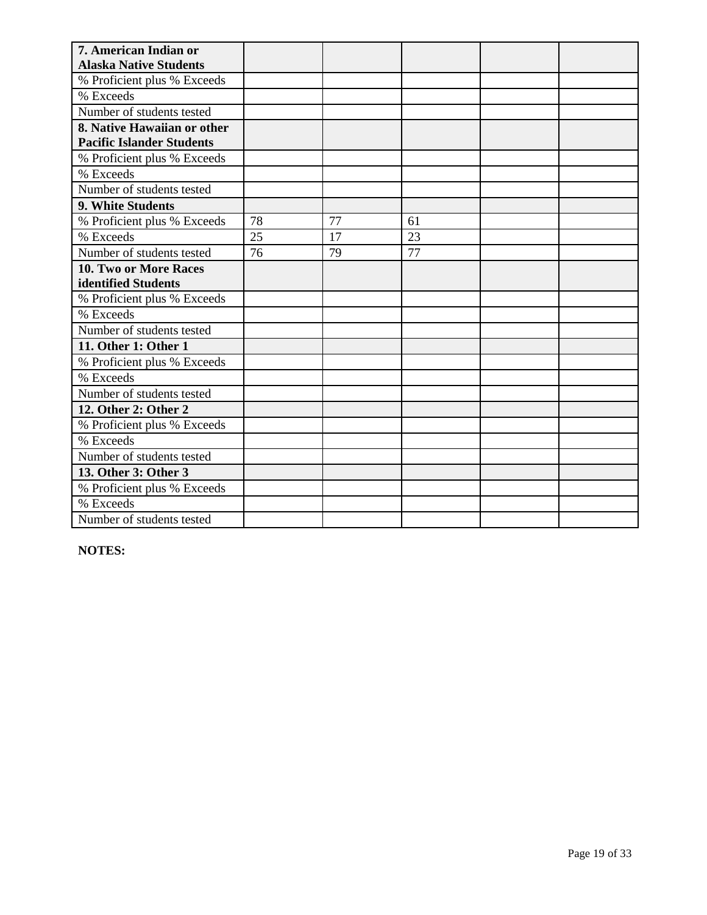| 7. American Indian or Alaska Native Students | | | | | |
|---|---|---|---|---|---|
| % Proficient plus % Exceeds | | | | | |
| % Exceeds | | | | | |
| Number of students tested | | | | | |
| **8. Native Hawaiian or other Pacific Islander Students** | | | | | |
| % Proficient plus % Exceeds | | | | | |
| % Exceeds | | | | | |
| Number of students tested | | | | | |
| **9. White Students** | | | | | |
| % Proficient plus % Exceeds | 78 | 77 | 61 | | |
| % Exceeds | 25 | 17 | 23 | | |
| Number of students tested | 76 | 79 | 77 | | |
| **10. Two or More Races identified Students** | | | | | |
| % Proficient plus % Exceeds | | | | | |
| % Exceeds | | | | | |
| Number of students tested | | | | | |
| **11. Other 1: Other 1** | | | | | |
| % Proficient plus % Exceeds | | | | | |
| % Exceeds | | | | | |
| Number of students tested | | | | | |
| **12. Other 2: Other 2** | | | | | |
| % Proficient plus % Exceeds | | | | | |
| % Exceeds | | | | | |
| Number of students tested | | | | | |
| **13. Other 3: Other 3** | | | | | |
| % Proficient plus % Exceeds | | | | | |
| % Exceeds | | | | | |
| Number of students tested | | | | | |

**NOTES:**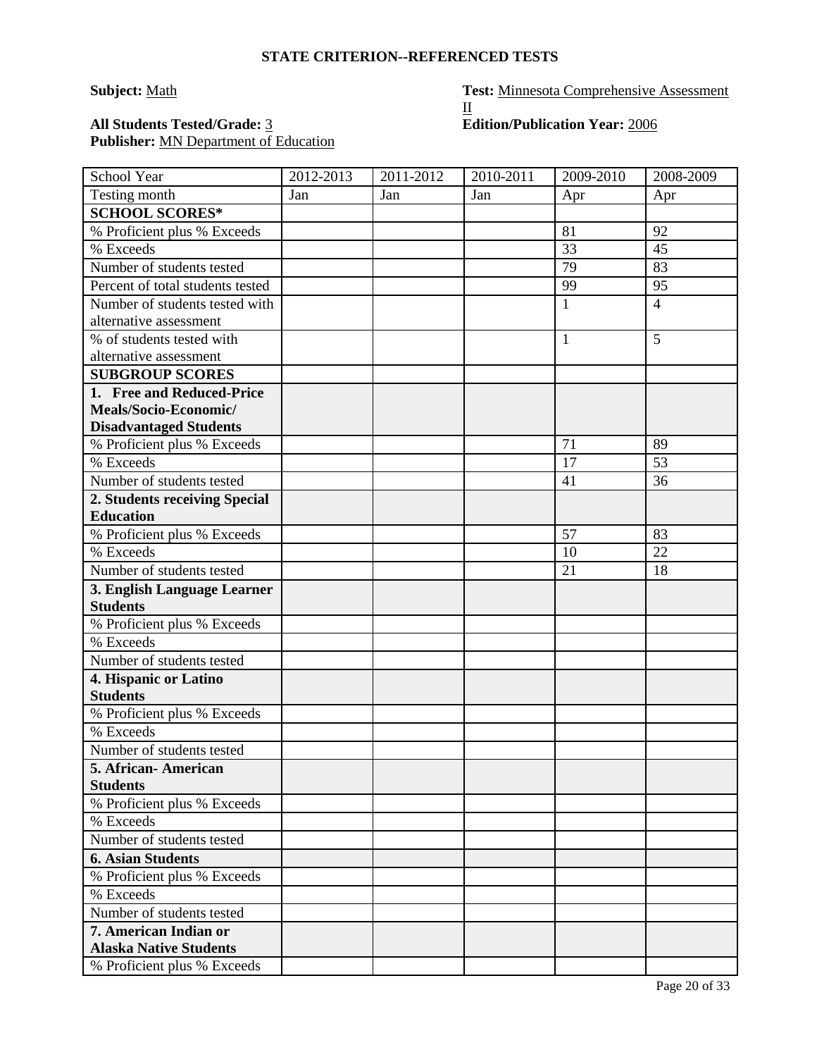## STATE CRITERION--REFERENCED TESTS

**Subject:** Math

**Test:** Minnesota Comprehensive Assessment II

**All Students Tested/Grade:** 3

**Edition/Publication Year:** 2006

**Publisher:** MN Department of Education

| School Year | 2012-2013 | 2011-2012 | 2010-2011 | 2009-2010 | 2008-2009 |
|---|---|---|---|---|---|
| Testing month | Jan | Jan | Jan | Apr | Apr |
| **SCHOOL SCORES*** | | | | | |
| % Proficient plus % Exceeds | | | | 81 | 92 |
| % Exceeds | | | | 33 | 45 |
| Number of students tested | | | | 79 | 83 |
| Percent of total students tested | | | | 99 | 95 |
| Number of students tested with alternative assessment | | | | 1 | 4 |
| % of students tested with alternative assessment | | | | 1 | 5 |
| **SUBGROUP SCORES** | | | | | |
| **1. Free and Reduced-Price Meals/Socio-Economic/ Disadvantaged Students** | | | | | |
| % Proficient plus % Exceeds | | | | 71 | 89 |
| % Exceeds | | | | 17 | 53 |
| Number of students tested | | | | 41 | 36 |
| **2. Students receiving Special Education** | | | | | |
| % Proficient plus % Exceeds | | | | 57 | 83 |
| % Exceeds | | | | 10 | 22 |
| Number of students tested | | | | 21 | 18 |
| **3. English Language Learner Students** | | | | | |
| % Proficient plus % Exceeds | | | | | |
| % Exceeds | | | | | |
| Number of students tested | | | | | |
| **4. Hispanic or Latino Students** | | | | | |
| % Proficient plus % Exceeds | | | | | |
| % Exceeds | | | | | |
| Number of students tested | | | | | |
| **5. African- American Students** | | | | | |
| % Proficient plus % Exceeds | | | | | |
| % Exceeds | | | | | |
| Number of students tested | | | | | |
| **6. Asian Students** | | | | | |
| % Proficient plus % Exceeds | | | | | |
| % Exceeds | | | | | |
| Number of students tested | | | | | |
| **7. American Indian or Alaska Native Students** | | | | | |
| % Proficient plus % Exceeds | | | | | |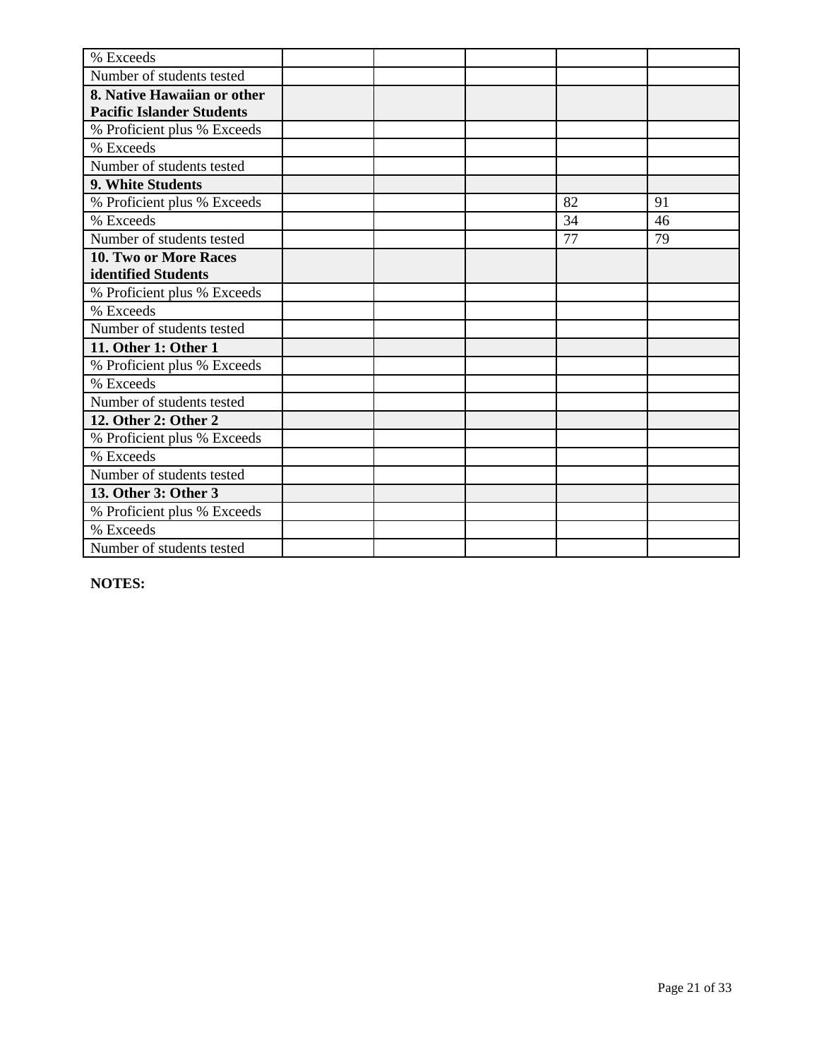| | | | | | |
|---|---|---|---|---|---|
| % Exceeds | | | | | |
| Number of students tested | | | | | |
| **8. Native Hawaiian or other Pacific Islander Students** | | | | | |
| % Proficient plus % Exceeds | | | | | |
| % Exceeds | | | | | |
| Number of students tested | | | | | |
| **9. White Students** | | | | | |
| % Proficient plus % Exceeds | | | | 82 | 91 |
| % Exceeds | | | | 34 | 46 |
| Number of students tested | | | | 77 | 79 |
| **10. Two or More Races identified Students** | | | | | |
| % Proficient plus % Exceeds | | | | | |
| % Exceeds | | | | | |
| Number of students tested | | | | | |
| **11. Other 1: Other 1** | | | | | |
| % Proficient plus % Exceeds | | | | | |
| % Exceeds | | | | | |
| Number of students tested | | | | | |
| **12. Other 2: Other 2** | | | | | |
| % Proficient plus % Exceeds | | | | | |
| % Exceeds | | | | | |
| Number of students tested | | | | | |
| **13. Other 3: Other 3** | | | | | |
| % Proficient plus % Exceeds | | | | | |
| % Exceeds | | | | | |
| Number of students tested | | | | | |

**NOTES:**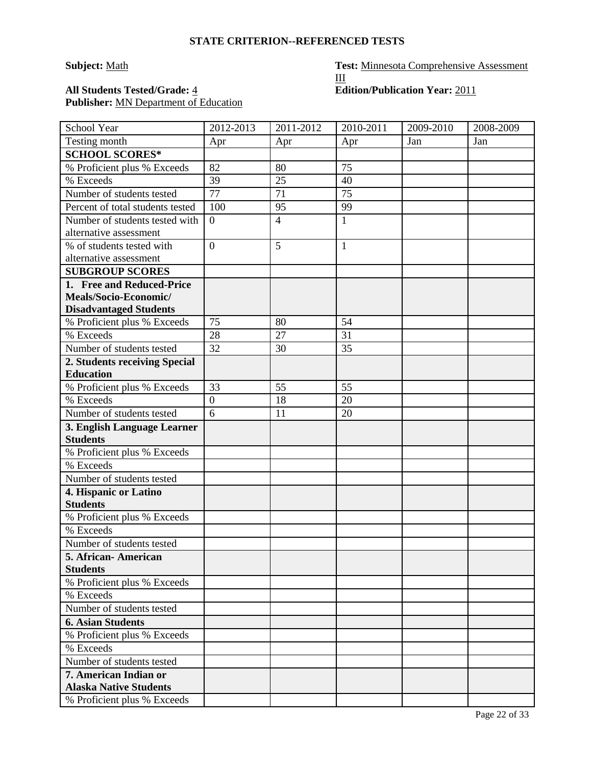## STATE CRITERION--REFERENCED TESTS

**Subject:** Math

**Test:** Minnesota Comprehensive Assessment III

**All Students Tested/Grade:** 4

**Edition/Publication Year:** 2011

**Publisher:** MN Department of Education

| School Year | 2012-2013 | 2011-2012 | 2010-2011 | 2009-2010 | 2008-2009 |
|---|---|---|---|---|---|
| Testing month | Apr | Apr | Apr | Jan | Jan |
| **SCHOOL SCORES*** | | | | | |
| % Proficient plus % Exceeds | 82 | 80 | 75 | | |
| % Exceeds | 39 | 25 | 40 | | |
| Number of students tested | 77 | 71 | 75 | | |
| Percent of total students tested | 100 | 95 | 99 | | |
| Number of students tested with alternative assessment | 0 | 4 | 1 | | |
| % of students tested with alternative assessment | 0 | 5 | 1 | | |
| **SUBGROUP SCORES** | | | | | |
| **1. Free and Reduced-Price Meals/Socio-Economic/ Disadvantaged Students** | | | | | |
| % Proficient plus % Exceeds | 75 | 80 | 54 | | |
| % Exceeds | 28 | 27 | 31 | | |
| Number of students tested | 32 | 30 | 35 | | |
| **2. Students receiving Special Education** | | | | | |
| % Proficient plus % Exceeds | 33 | 55 | 55 | | |
| % Exceeds | 0 | 18 | 20 | | |
| Number of students tested | 6 | 11 | 20 | | |
| **3. English Language Learner Students** | | | | | |
| % Proficient plus % Exceeds | | | | | |
| % Exceeds | | | | | |
| Number of students tested | | | | | |
| **4. Hispanic or Latino Students** | | | | | |
| % Proficient plus % Exceeds | | | | | |
| % Exceeds | | | | | |
| Number of students tested | | | | | |
| **5. African- American Students** | | | | | |
| % Proficient plus % Exceeds | | | | | |
| % Exceeds | | | | | |
| Number of students tested | | | | | |
| **6. Asian Students** | | | | | |
| % Proficient plus % Exceeds | | | | | |
| % Exceeds | | | | | |
| Number of students tested | | | | | |
| **7. American Indian or Alaska Native Students** | | | | | |
| % Proficient plus % Exceeds | | | | | |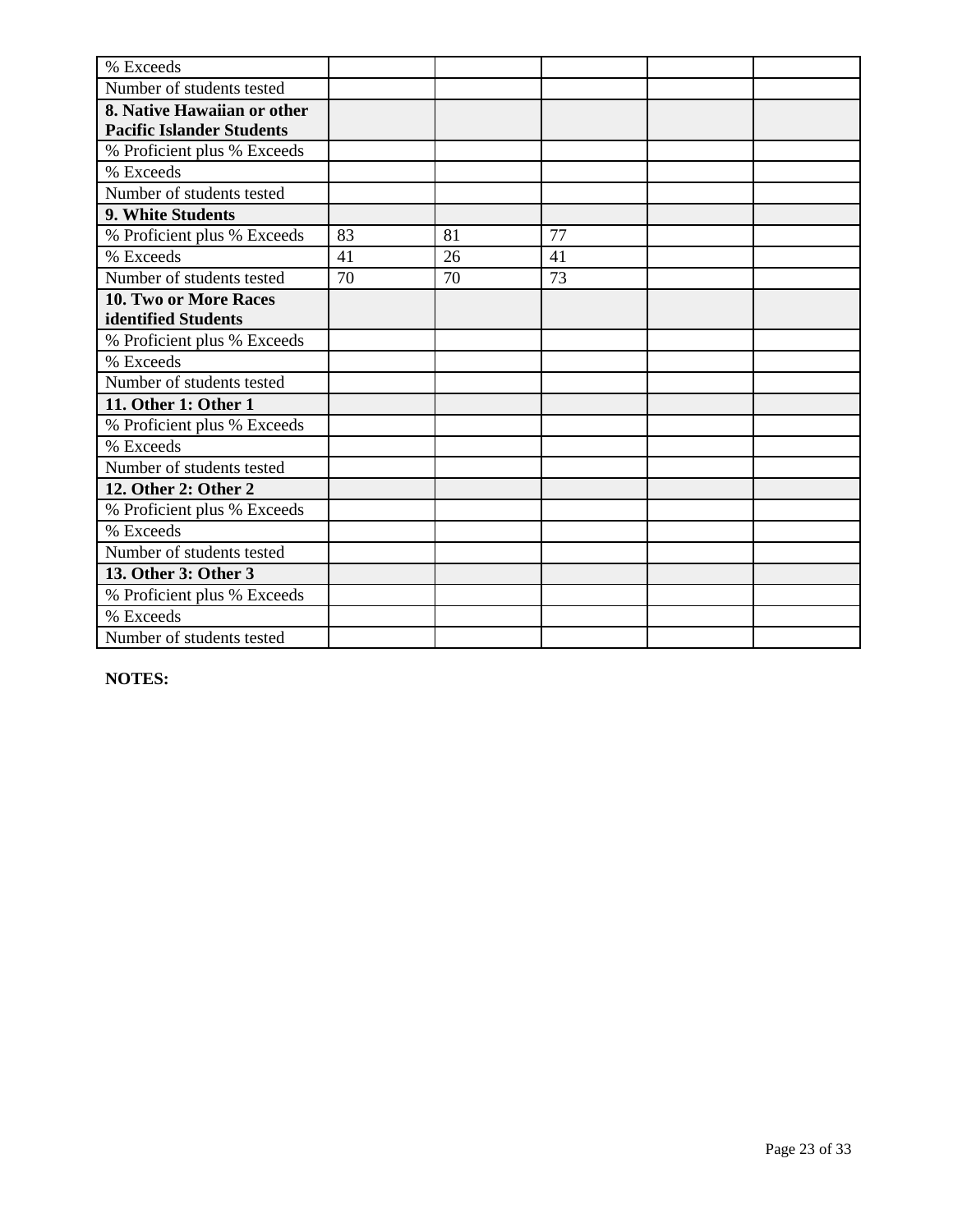| % Exceeds | | | | | |
|---|---|---|---|---|---|
| Number of students tested | | | | | |
| **8. Native Hawaiian or other Pacific Islander Students** | | | | | |
| % Proficient plus % Exceeds | | | | | |
| % Exceeds | | | | | |
| Number of students tested | | | | | |
| **9. White Students** | | | | | |
| % Proficient plus % Exceeds | 83 | 81 | 77 | | |
| % Exceeds | 41 | 26 | 41 | | |
| Number of students tested | 70 | 70 | 73 | | |
| **10. Two or More Races identified Students** | | | | | |
| % Proficient plus % Exceeds | | | | | |
| % Exceeds | | | | | |
| Number of students tested | | | | | |
| **11. Other 1: Other 1** | | | | | |
| % Proficient plus % Exceeds | | | | | |
| % Exceeds | | | | | |
| Number of students tested | | | | | |
| **12. Other 2: Other 2** | | | | | |
| % Proficient plus % Exceeds | | | | | |
| % Exceeds | | | | | |
| Number of students tested | | | | | |
| **13. Other 3: Other 3** | | | | | |
| % Proficient plus % Exceeds | | | | | |
| % Exceeds | | | | | |
| Number of students tested | | | | | |

**NOTES:**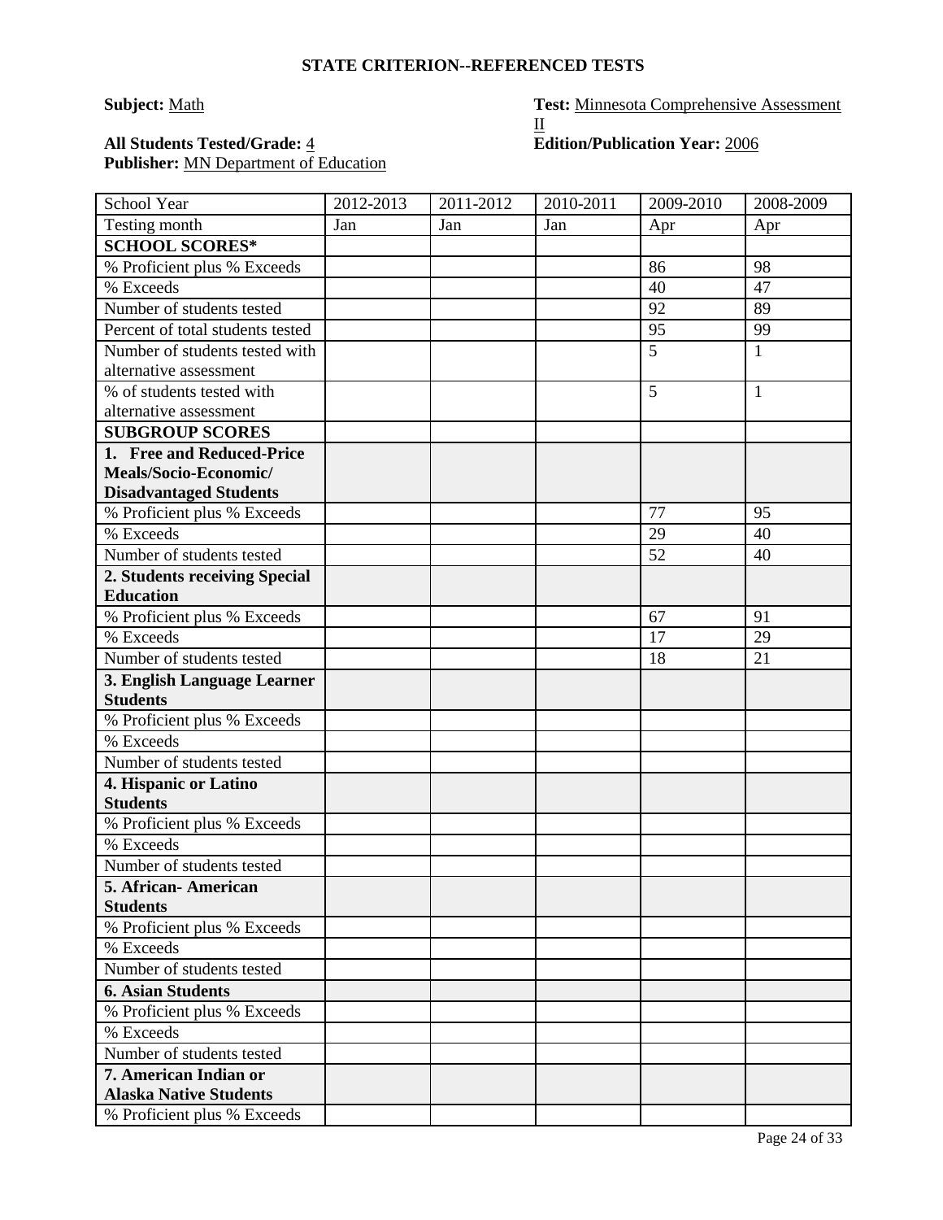## STATE CRITERION--REFERENCED TESTS

**Subject:** Math

**Test:** Minnesota Comprehensive Assessment II

**All Students Tested/Grade:** 4

**Edition/Publication Year:** 2006

**Publisher:** MN Department of Education

| School Year | 2012-2013 | 2011-2012 | 2010-2011 | 2009-2010 | 2008-2009 |
|---|---|---|---|---|---|
| Testing month | Jan | Jan | Jan | Apr | Apr |
| **SCHOOL SCORES*** | | | | | |
| % Proficient plus % Exceeds | | | | 86 | 98 |
| % Exceeds | | | | 40 | 47 |
| Number of students tested | | | | 92 | 89 |
| Percent of total students tested | | | | 95 | 99 |
| Number of students tested with alternative assessment | | | | 5 | 1 |
| % of students tested with alternative assessment | | | | 5 | 1 |
| **SUBGROUP SCORES** | | | | | |
| **1. Free and Reduced-Price Meals/Socio-Economic/ Disadvantaged Students** | | | | | |
| % Proficient plus % Exceeds | | | | 77 | 95 |
| % Exceeds | | | | 29 | 40 |
| Number of students tested | | | | 52 | 40 |
| **2. Students receiving Special Education** | | | | | |
| % Proficient plus % Exceeds | | | | 67 | 91 |
| % Exceeds | | | | 17 | 29 |
| Number of students tested | | | | 18 | 21 |
| **3. English Language Learner Students** | | | | | |
| % Proficient plus % Exceeds | | | | | |
| % Exceeds | | | | | |
| Number of students tested | | | | | |
| **4. Hispanic or Latino Students** | | | | | |
| % Proficient plus % Exceeds | | | | | |
| % Exceeds | | | | | |
| Number of students tested | | | | | |
| **5. African- American Students** | | | | | |
| % Proficient plus % Exceeds | | | | | |
| % Exceeds | | | | | |
| Number of students tested | | | | | |
| **6. Asian Students** | | | | | |
| % Proficient plus % Exceeds | | | | | |
| % Exceeds | | | | | |
| Number of students tested | | | | | |
| **7. American Indian or Alaska Native Students** | | | | | |
| % Proficient plus % Exceeds | | | | | |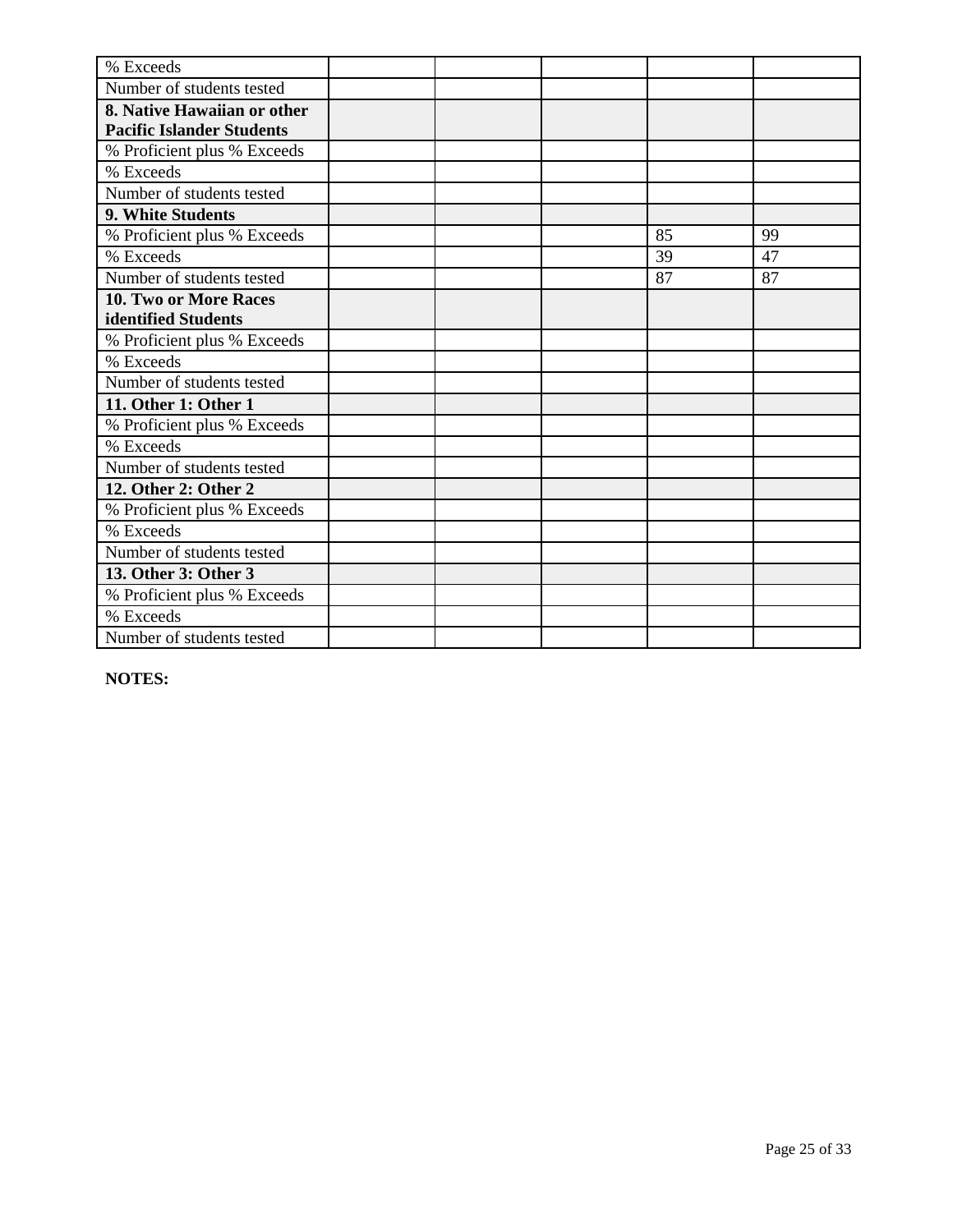| % Exceeds | | | | | |
|---|---|---|---|---|---|
| Number of students tested | | | | | |
| **8. Native Hawaiian or other Pacific Islander Students** | | | | | |
| % Proficient plus % Exceeds | | | | | |
| % Exceeds | | | | | |
| Number of students tested | | | | | |
| **9. White Students** | | | | | |
| % Proficient plus % Exceeds | | | | 85 | 99 |
| % Exceeds | | | | 39 | 47 |
| Number of students tested | | | | 87 | 87 |
| **10. Two or More Races identified Students** | | | | | |
| % Proficient plus % Exceeds | | | | | |
| % Exceeds | | | | | |
| Number of students tested | | | | | |
| **11. Other 1: Other 1** | | | | | |
| % Proficient plus % Exceeds | | | | | |
| % Exceeds | | | | | |
| Number of students tested | | | | | |
| **12. Other 2: Other 2** | | | | | |
| % Proficient plus % Exceeds | | | | | |
| % Exceeds | | | | | |
| Number of students tested | | | | | |
| **13. Other 3: Other 3** | | | | | |
| % Proficient plus % Exceeds | | | | | |
| % Exceeds | | | | | |
| Number of students tested | | | | | |

**NOTES:**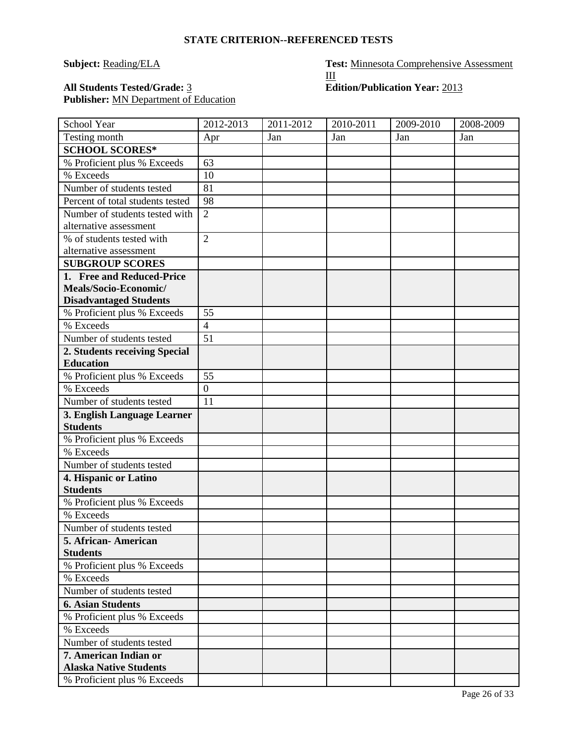**STATE CRITERION--REFERENCED TESTS**

**Subject:** Reading/ELA

**Test:** Minnesota Comprehensive Assessment III

**All Students Tested/Grade:** 3

**Edition/Publication Year:** 2013

**Publisher:** MN Department of Education

| School Year | 2012-2013 | 2011-2012 | 2010-2011 | 2009-2010 | 2008-2009 |
|---|---|---|---|---|---|
| Testing month | Apr | Jan | Jan | Jan | Jan |
| **SCHOOL SCORES*** | | | | | |
| % Proficient plus % Exceeds | 63 | | | | |
| % Exceeds | 10 | | | | |
| Number of students tested | 81 | | | | |
| Percent of total students tested | 98 | | | | |
| Number of students tested with alternative assessment | 2 | | | | |
| % of students tested with alternative assessment | 2 | | | | |
| **SUBGROUP SCORES** | | | | | |
| **1. Free and Reduced-Price Meals/Socio-Economic/ Disadvantaged Students** | | | | | |
| % Proficient plus % Exceeds | 55 | | | | |
| % Exceeds | 4 | | | | |
| Number of students tested | 51 | | | | |
| **2. Students receiving Special Education** | | | | | |
| % Proficient plus % Exceeds | 55 | | | | |
| % Exceeds | 0 | | | | |
| Number of students tested | 11 | | | | |
| **3. English Language Learner Students** | | | | | |
| % Proficient plus % Exceeds | | | | | |
| % Exceeds | | | | | |
| Number of students tested | | | | | |
| **4. Hispanic or Latino Students** | | | | | |
| % Proficient plus % Exceeds | | | | | |
| % Exceeds | | | | | |
| Number of students tested | | | | | |
| **5. African- American Students** | | | | | |
| % Proficient plus % Exceeds | | | | | |
| % Exceeds | | | | | |
| Number of students tested | | | | | |
| **6. Asian Students** | | | | | |
| % Proficient plus % Exceeds | | | | | |
| % Exceeds | | | | | |
| Number of students tested | | | | | |
| **7. American Indian or Alaska Native Students** | | | | | |
| % Proficient plus % Exceeds | | | | | |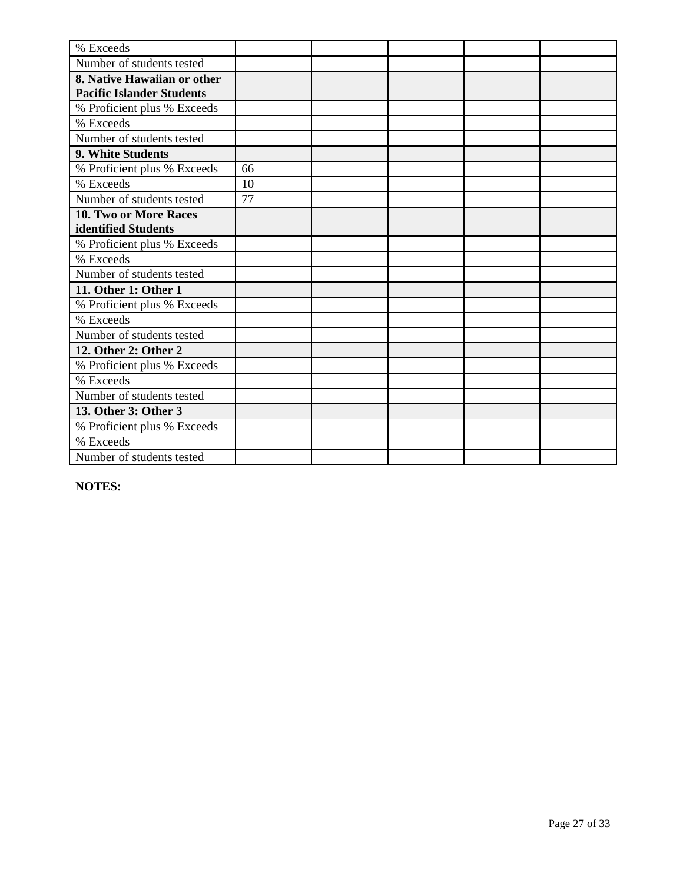| | | | | | |
|---|---|---|---|---|---|
| % Exceeds | | | | | |
| Number of students tested | | | | | |
| **8. Native Hawaiian or other Pacific Islander Students** | | | | | |
| % Proficient plus % Exceeds | | | | | |
| % Exceeds | | | | | |
| Number of students tested | | | | | |
| **9. White Students** | | | | | |
| % Proficient plus % Exceeds | 66 | | | | |
| % Exceeds | 10 | | | | |
| Number of students tested | 77 | | | | |
| **10. Two or More Races identified Students** | | | | | |
| % Proficient plus % Exceeds | | | | | |
| % Exceeds | | | | | |
| Number of students tested | | | | | |
| **11. Other 1: Other 1** | | | | | |
| % Proficient plus % Exceeds | | | | | |
| % Exceeds | | | | | |
| Number of students tested | | | | | |
| **12. Other 2: Other 2** | | | | | |
| % Proficient plus % Exceeds | | | | | |
| % Exceeds | | | | | |
| Number of students tested | | | | | |
| **13. Other 3: Other 3** | | | | | |
| % Proficient plus % Exceeds | | | | | |
| % Exceeds | | | | | |
| Number of students tested | | | | | |

**NOTES:**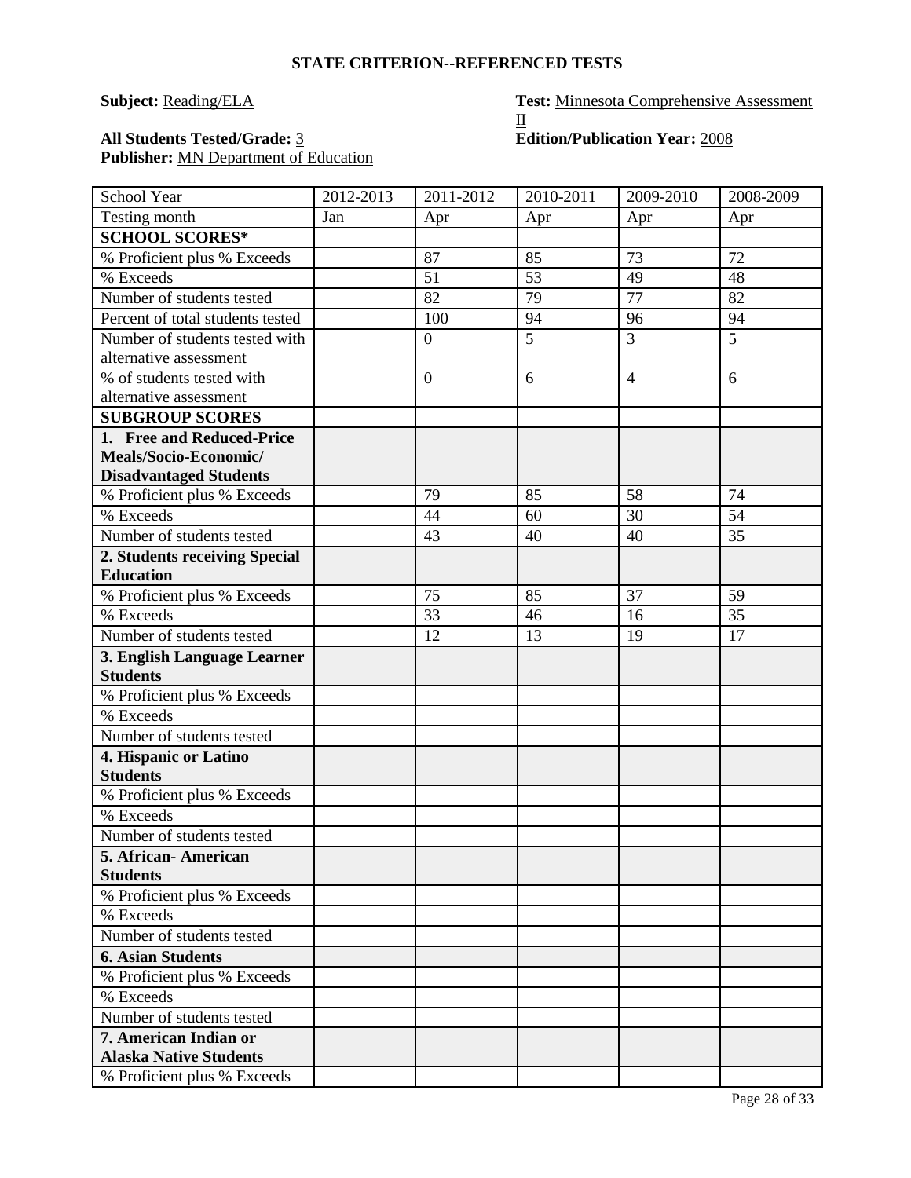## STATE CRITERION--REFERENCED TESTS

**Subject:** Reading/ELA

**Test:** Minnesota Comprehensive Assessment II

**All Students Tested/Grade:** 3

**Edition/Publication Year:** 2008

**Publisher:** MN Department of Education

| School Year | 2012-2013 | 2011-2012 | 2010-2011 | 2009-2010 | 2008-2009 |
|---|---|---|---|---|---|
| Testing month | Jan | Apr | Apr | Apr | Apr |
| **SCHOOL SCORES*** | | | | | |
| % Proficient plus % Exceeds | | 87 | 85 | 73 | 72 |
| % Exceeds | | 51 | 53 | 49 | 48 |
| Number of students tested | | 82 | 79 | 77 | 82 |
| Percent of total students tested | | 100 | 94 | 96 | 94 |
| Number of students tested with alternative assessment | | 0 | 5 | 3 | 5 |
| % of students tested with alternative assessment | | 0 | 6 | 4 | 6 |
| **SUBGROUP SCORES** | | | | | |
| **1. Free and Reduced-Price Meals/Socio-Economic/ Disadvantaged Students** | | | | | |
| % Proficient plus % Exceeds | | 79 | 85 | 58 | 74 |
| % Exceeds | | 44 | 60 | 30 | 54 |
| Number of students tested | | 43 | 40 | 40 | 35 |
| **2. Students receiving Special Education** | | | | | |
| % Proficient plus % Exceeds | | 75 | 85 | 37 | 59 |
| % Exceeds | | 33 | 46 | 16 | 35 |
| Number of students tested | | 12 | 13 | 19 | 17 |
| **3. English Language Learner Students** | | | | | |
| % Proficient plus % Exceeds | | | | | |
| % Exceeds | | | | | |
| Number of students tested | | | | | |
| **4. Hispanic or Latino Students** | | | | | |
| % Proficient plus % Exceeds | | | | | |
| % Exceeds | | | | | |
| Number of students tested | | | | | |
| **5. African- American Students** | | | | | |
| % Proficient plus % Exceeds | | | | | |
| % Exceeds | | | | | |
| Number of students tested | | | | | |
| **6. Asian Students** | | | | | |
| % Proficient plus % Exceeds | | | | | |
| % Exceeds | | | | | |
| Number of students tested | | | | | |
| **7. American Indian or Alaska Native Students** | | | | | |
| % Proficient plus % Exceeds | | | | | |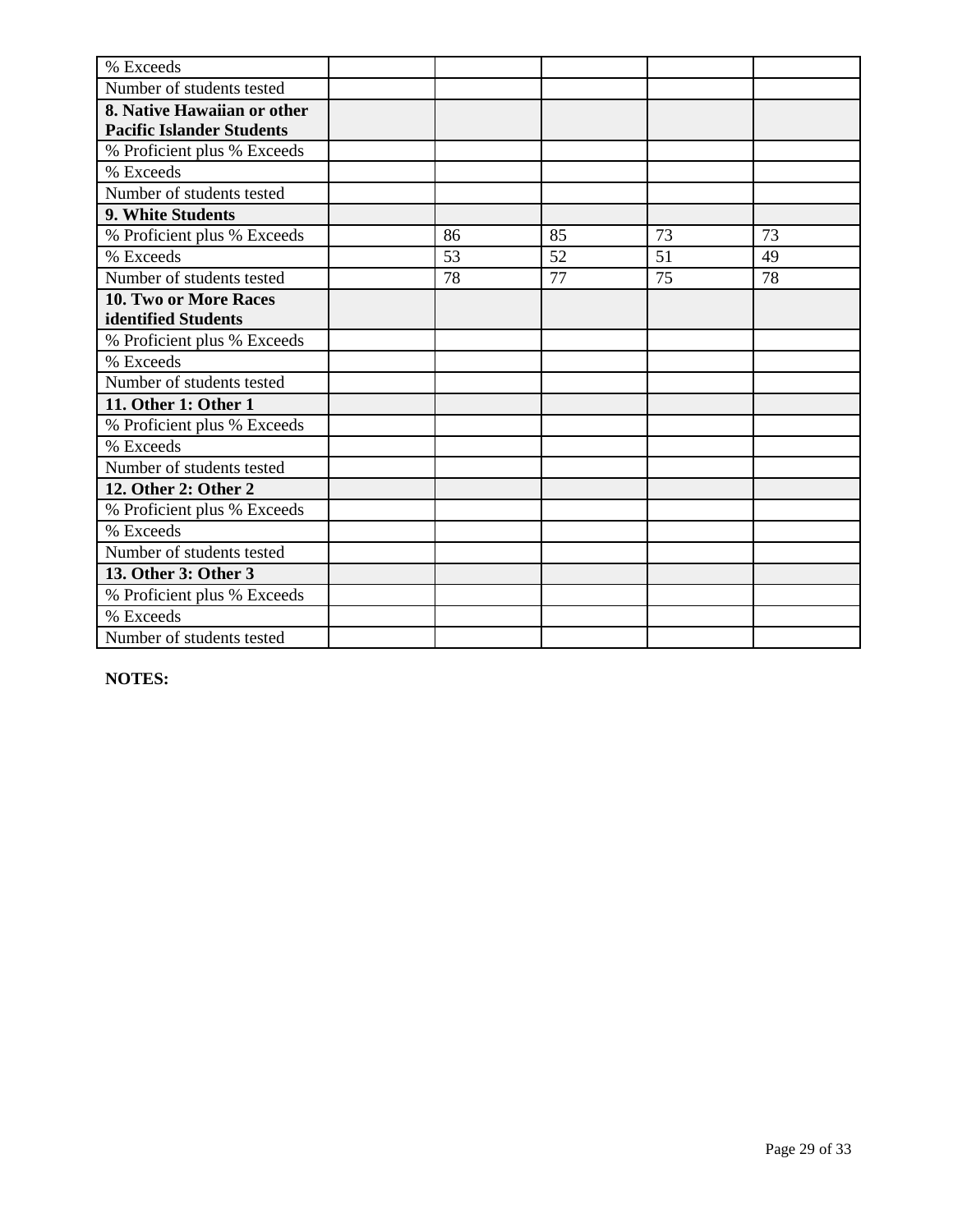| | | | | | |
|---|---|---|---|---|---|
| % Exceeds | | | | | |
| Number of students tested | | | | | |
| **8. Native Hawaiian or other Pacific Islander Students** | | | | | |
| % Proficient plus % Exceeds | | | | | |
| % Exceeds | | | | | |
| Number of students tested | | | | | |
| **9. White Students** | | | | | |
| % Proficient plus % Exceeds | | 86 | 85 | 73 | 73 |
| % Exceeds | | 53 | 52 | 51 | 49 |
| Number of students tested | | 78 | 77 | 75 | 78 |
| **10. Two or More Races identified Students** | | | | | |
| % Proficient plus % Exceeds | | | | | |
| % Exceeds | | | | | |
| Number of students tested | | | | | |
| **11. Other 1: Other 1** | | | | | |
| % Proficient plus % Exceeds | | | | | |
| % Exceeds | | | | | |
| Number of students tested | | | | | |
| **12. Other 2: Other 2** | | | | | |
| % Proficient plus % Exceeds | | | | | |
| % Exceeds | | | | | |
| Number of students tested | | | | | |
| **13. Other 3: Other 3** | | | | | |
| % Proficient plus % Exceeds | | | | | |
| % Exceeds | | | | | |
| Number of students tested | | | | | |

**NOTES:**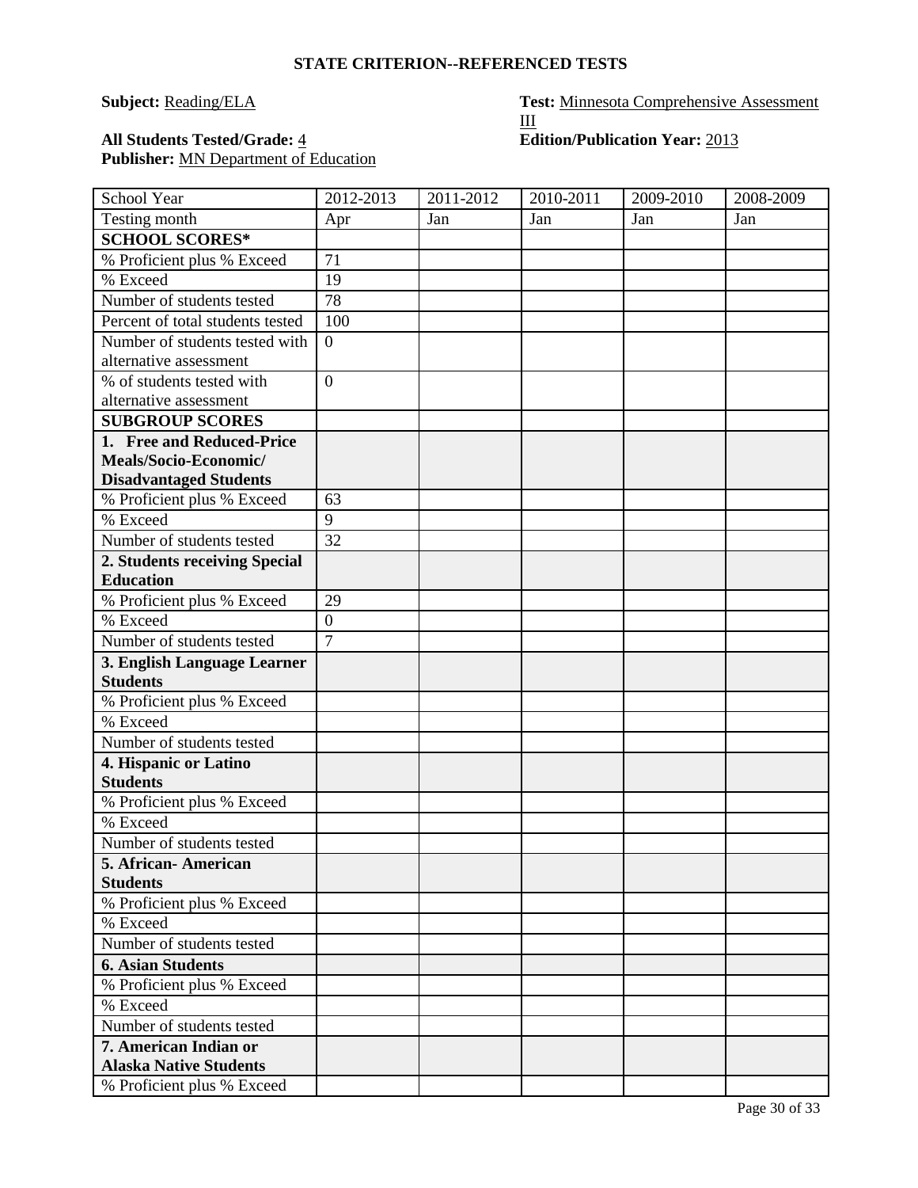## STATE CRITERION--REFERENCED TESTS

**Subject:** Reading/ELA

**Test:** Minnesota Comprehensive Assessment III

**All Students Tested/Grade:** 4

**Edition/Publication Year:** 2013

**Publisher:** MN Department of Education

| School Year | 2012-2013 | 2011-2012 | 2010-2011 | 2009-2010 | 2008-2009 |
|---|---|---|---|---|---|
| Testing month | Apr | Jan | Jan | Jan | Jan |
| **SCHOOL SCORES*** | | | | | |
| % Proficient plus % Exceed | 71 | | | | |
| % Exceed | 19 | | | | |
| Number of students tested | 78 | | | | |
| Percent of total students tested | 100 | | | | |
| Number of students tested with alternative assessment | 0 | | | | |
| % of students tested with alternative assessment | 0 | | | | |
| **SUBGROUP SCORES** | | | | | |
| **1. Free and Reduced-Price Meals/Socio-Economic/ Disadvantaged Students** | | | | | |
| % Proficient plus % Exceed | 63 | | | | |
| % Exceed | 9 | | | | |
| Number of students tested | 32 | | | | |
| **2. Students receiving Special Education** | | | | | |
| % Proficient plus % Exceed | 29 | | | | |
| % Exceed | 0 | | | | |
| Number of students tested | 7 | | | | |
| **3. English Language Learner Students** | | | | | |
| % Proficient plus % Exceed | | | | | |
| % Exceed | | | | | |
| Number of students tested | | | | | |
| **4. Hispanic or Latino Students** | | | | | |
| % Proficient plus % Exceed | | | | | |
| % Exceed | | | | | |
| Number of students tested | | | | | |
| **5. African- American Students** | | | | | |
| % Proficient plus % Exceed | | | | | |
| % Exceed | | | | | |
| Number of students tested | | | | | |
| **6. Asian Students** | | | | | |
| % Proficient plus % Exceed | | | | | |
| % Exceed | | | | | |
| Number of students tested | | | | | |
| **7. American Indian or Alaska Native Students** | | | | | |
| % Proficient plus % Exceed | | | | | |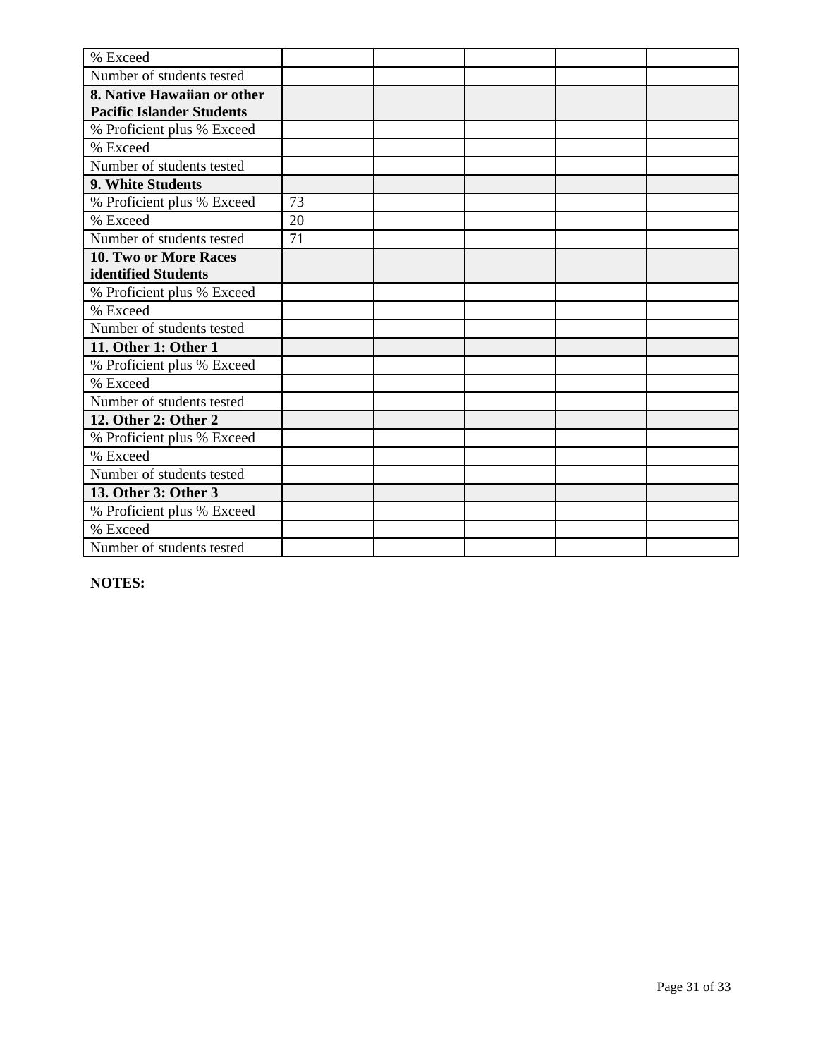| | | | | | |
|---|---|---|---|---|---|
| % Exceed | | | | | |
| Number of students tested | | | | | |
| **8. Native Hawaiian or other Pacific Islander Students** | | | | | |
| % Proficient plus % Exceed | | | | | |
| % Exceed | | | | | |
| Number of students tested | | | | | |
| **9. White Students** | | | | | |
| % Proficient plus % Exceed | 73 | | | | |
| % Exceed | 20 | | | | |
| Number of students tested | 71 | | | | |
| **10. Two or More Races identified Students** | | | | | |
| % Proficient plus % Exceed | | | | | |
| % Exceed | | | | | |
| Number of students tested | | | | | |
| **11. Other 1: Other 1** | | | | | |
| % Proficient plus % Exceed | | | | | |
| % Exceed | | | | | |
| Number of students tested | | | | | |
| **12. Other 2: Other 2** | | | | | |
| % Proficient plus % Exceed | | | | | |
| % Exceed | | | | | |
| Number of students tested | | | | | |
| **13. Other 3: Other 3** | | | | | |
| % Proficient plus % Exceed | | | | | |
| % Exceed | | | | | |
| Number of students tested | | | | | |

**NOTES:**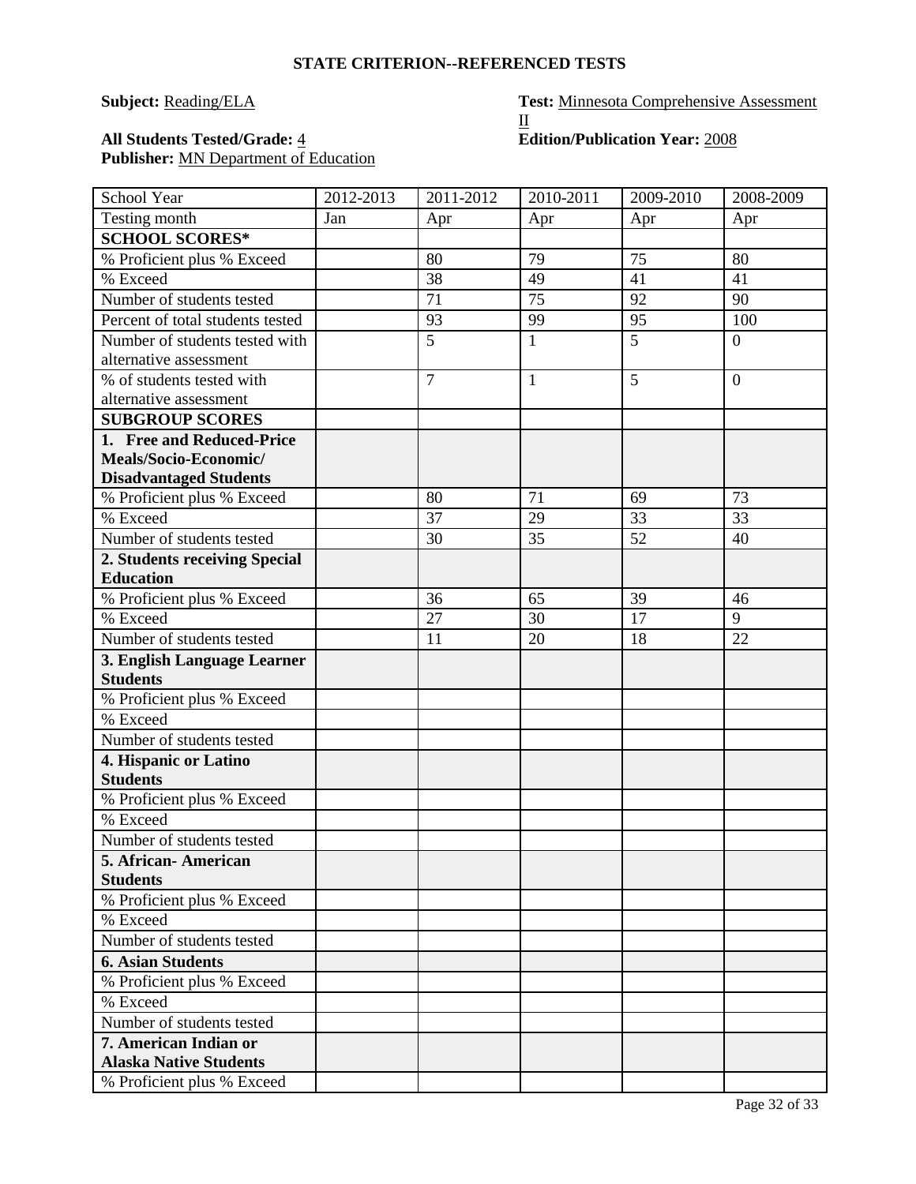**STATE CRITERION--REFERENCED TESTS**

**Subject:** Reading/ELA

**Test:** Minnesota Comprehensive Assessment II

**All Students Tested/Grade:** 4

**Edition/Publication Year:** 2008

**Publisher:** MN Department of Education

| School Year | 2012-2013 | 2011-2012 | 2010-2011 | 2009-2010 | 2008-2009 |
|---|---|---|---|---|---|
| Testing month | Jan | Apr | Apr | Apr | Apr |
| **SCHOOL SCORES*** | | | | | |
| % Proficient plus % Exceed | | 80 | 79 | 75 | 80 |
| % Exceed | | 38 | 49 | 41 | 41 |
| Number of students tested | | 71 | 75 | 92 | 90 |
| Percent of total students tested | | 93 | 99 | 95 | 100 |
| Number of students tested with alternative assessment | | 5 | 1 | 5 | 0 |
| % of students tested with alternative assessment | | 7 | 1 | 5 | 0 |
| **SUBGROUP SCORES** | | | | | |
| **1. Free and Reduced-Price Meals/Socio-Economic/ Disadvantaged Students** | | | | | |
| % Proficient plus % Exceed | | 80 | 71 | 69 | 73 |
| % Exceed | | 37 | 29 | 33 | 33 |
| Number of students tested | | 30 | 35 | 52 | 40 |
| **2. Students receiving Special Education** | | | | | |
| % Proficient plus % Exceed | | 36 | 65 | 39 | 46 |
| % Exceed | | 27 | 30 | 17 | 9 |
| Number of students tested | | 11 | 20 | 18 | 22 |
| **3. English Language Learner Students** | | | | | |
| % Proficient plus % Exceed | | | | | |
| % Exceed | | | | | |
| Number of students tested | | | | | |
| **4. Hispanic or Latino Students** | | | | | |
| % Proficient plus % Exceed | | | | | |
| % Exceed | | | | | |
| Number of students tested | | | | | |
| **5. African- American Students** | | | | | |
| % Proficient plus % Exceed | | | | | |
| % Exceed | | | | | |
| Number of students tested | | | | | |
| **6. Asian Students** | | | | | |
| % Proficient plus % Exceed | | | | | |
| % Exceed | | | | | |
| Number of students tested | | | | | |
| **7. American Indian or Alaska Native Students** | | | | | |
| % Proficient plus % Exceed | | | | | |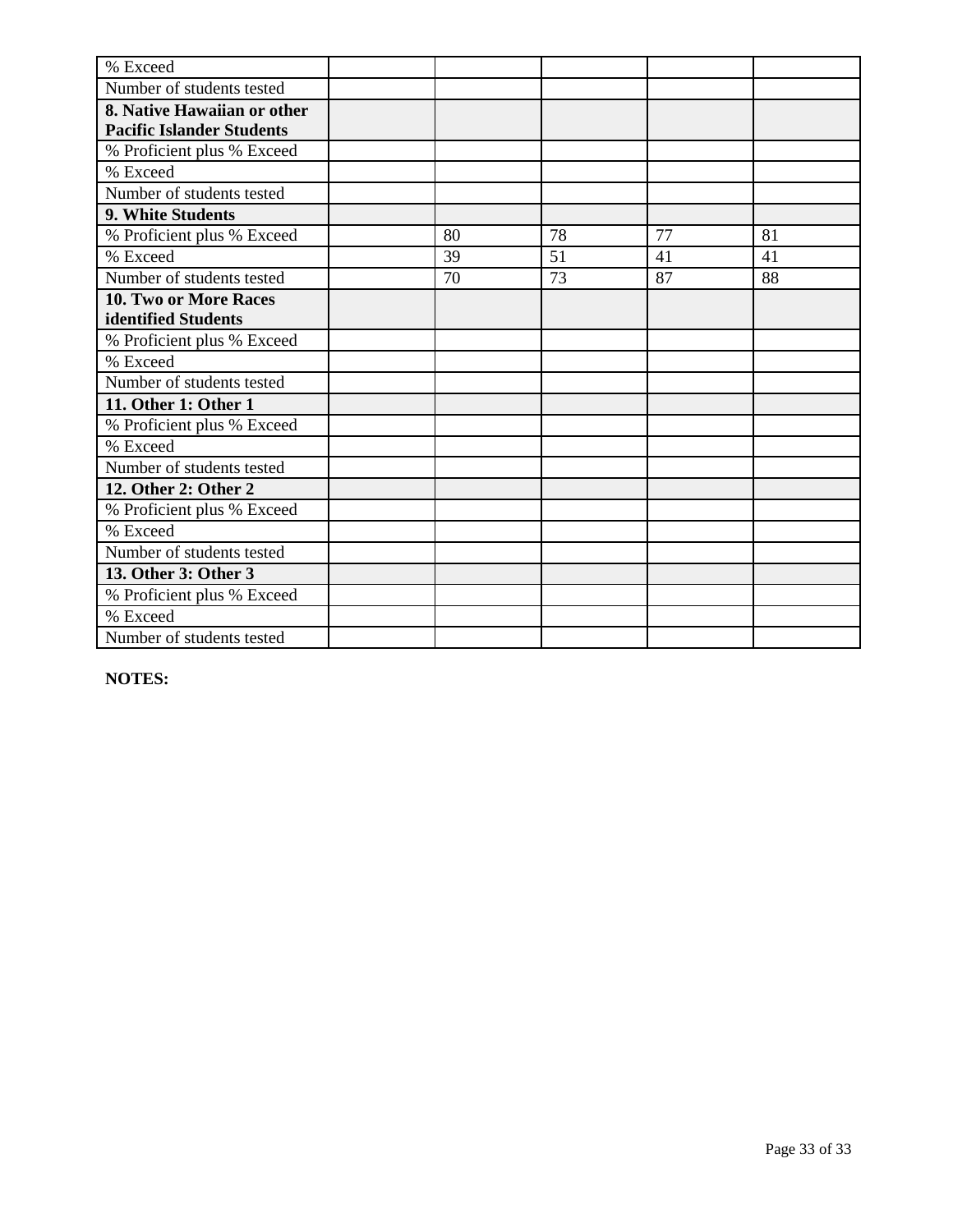| | | | | | |
|---|---|---|---|---|---|
| % Exceed | | | | | |
| Number of students tested | | | | | |
| **8. Native Hawaiian or other Pacific Islander Students** | | | | | |
| % Proficient plus % Exceed | | | | | |
| % Exceed | | | | | |
| Number of students tested | | | | | |
| **9. White Students** | | | | | |
| % Proficient plus % Exceed | | 80 | 78 | 77 | 81 |
| % Exceed | | 39 | 51 | 41 | 41 |
| Number of students tested | | 70 | 73 | 87 | 88 |
| **10. Two or More Races identified Students** | | | | | |
| % Proficient plus % Exceed | | | | | |
| % Exceed | | | | | |
| Number of students tested | | | | | |
| **11. Other 1: Other 1** | | | | | |
| % Proficient plus % Exceed | | | | | |
| % Exceed | | | | | |
| Number of students tested | | | | | |
| **12. Other 2: Other 2** | | | | | |
| % Proficient plus % Exceed | | | | | |
| % Exceed | | | | | |
| Number of students tested | | | | | |
| **13. Other 3: Other 3** | | | | | |
| % Proficient plus % Exceed | | | | | |
| % Exceed | | | | | |
| Number of students tested | | | | | |

**NOTES:**